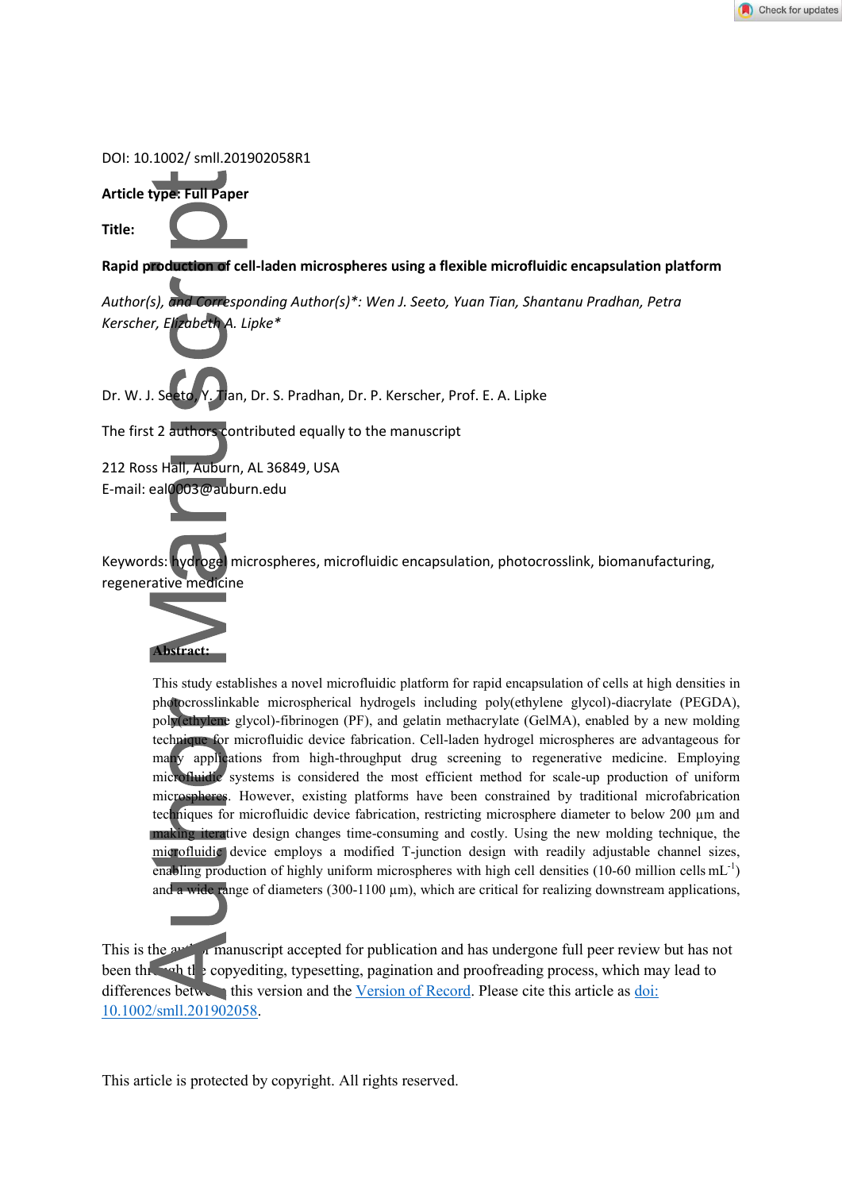DOI: 10.1002/ smll.201902058R1

**Article type: Full Paper**

**Title:**

**Rapid production of cell-laden microspheres using a flexible microfluidic encapsulation platform**

*Author(s), and Corresponding Author(s)\*: Wen J. Seeto, Yuan Tian, Shantanu Pradhan, Petra Kerscher, Elizabeth A. Lipke\**

Dr. W. J. Seeto, Y. Tian, Dr. S. Pradhan, Dr. P. Kerscher, Prof. E. A. Lipke

The first 2 authors contributed equally to the manuscript

212 Ross Hall, Auburn, AL 36849, USA
E-mail: eal0003@auburn.edu

Keywords: hydrogel microspheres, microfluidic encapsulation, photocrosslink, biomanufacturing, regenerative medicine

**Abstract:**

This study establishes a novel microfluidic platform for rapid encapsulation of cells at high densities in photocrosslinkable microspherical hydrogels including poly(ethylene glycol)-diacrylate (PEGDA), poly(ethylene glycol)-fibrinogen (PF), and gelatin methacrylate (GelMA), enabled by a new molding technique for microfluidic device fabrication. Cell-laden hydrogel microspheres are advantageous for many applications from high-throughput drug screening to regenerative medicine. Employing microfluidic systems is considered the most efficient method for scale-up production of uniform microspheres. However, existing platforms have been constrained by traditional microfabrication techniques for microfluidic device fabrication, restricting microsphere diameter to below 200 µm and making iterative design changes time-consuming and costly. Using the new molding technique, the microfluidic device employs a modified T-junction design with readily adjustable channel sizes, enabling production of highly uniform microspheres with high cell densities (10-60 million cells mL$^{-1}$) and a wide range of diameters (300-1100 µm), which are critical for realizing downstream applications,

This is the author manuscript accepted for publication and has undergone full peer review but has not been through the copyediting, typesetting, pagination and proofreading process, which may lead to differences between this version and the Version of Record. Please cite this article as doi: 10.1002/smll.201902058.

This article is protected by copyright. All rights reserved.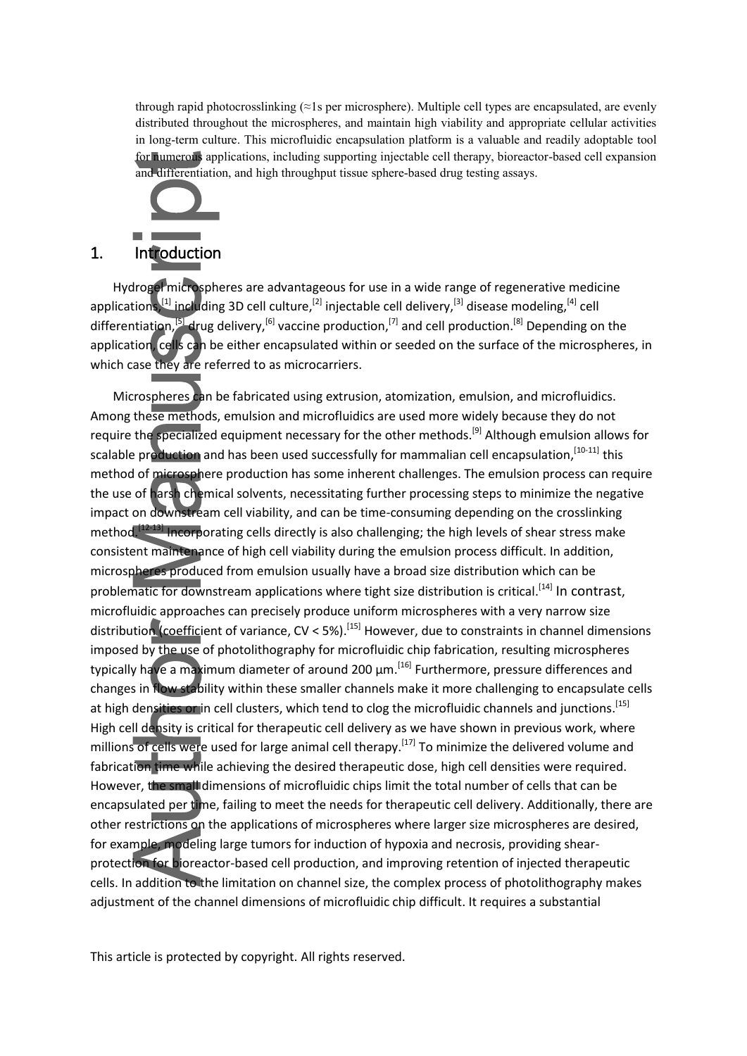through rapid photocrosslinking (≈1s per microsphere). Multiple cell types are encapsulated, are evenly distributed throughout the microspheres, and maintain high viability and appropriate cellular activities in long-term culture. This microfluidic encapsulation platform is a valuable and readily adoptable tool for numerous applications, including supporting injectable cell therapy, bioreactor-based cell expansion and differentiation, and high throughput tissue sphere-based drug testing assays.

## 1. Introduction

Hydrogel microspheres are advantageous for use in a wide range of regenerative medicine applications,[1] including 3D cell culture,[2] injectable cell delivery,[3] disease modeling,[4] cell differentiation,[5] drug delivery,[6] vaccine production,[7] and cell production.[8] Depending on the application, cells can be either encapsulated within or seeded on the surface of the microspheres, in which case they are referred to as microcarriers.

Microspheres can be fabricated using extrusion, atomization, emulsion, and microfluidics. Among these methods, emulsion and microfluidics are used more widely because they do not require the specialized equipment necessary for the other methods.[9] Although emulsion allows for scalable production and has been used successfully for mammalian cell encapsulation,[10-11] this method of microsphere production has some inherent challenges. The emulsion process can require the use of harsh chemical solvents, necessitating further processing steps to minimize the negative impact on downstream cell viability, and can be time-consuming depending on the crosslinking method.[12-13] Incorporating cells directly is also challenging; the high levels of shear stress make consistent maintenance of high cell viability during the emulsion process difficult. In addition, microspheres produced from emulsion usually have a broad size distribution which can be problematic for downstream applications where tight size distribution is critical.[14] In contrast, microfluidic approaches can precisely produce uniform microspheres with a very narrow size distribution (coefficient of variance, CV < 5%).[15] However, due to constraints in channel dimensions imposed by the use of photolithography for microfluidic chip fabrication, resulting microspheres typically have a maximum diameter of around 200 µm.[16] Furthermore, pressure differences and changes in flow stability within these smaller channels make it more challenging to encapsulate cells at high densities or in cell clusters, which tend to clog the microfluidic channels and junctions.[15] High cell density is critical for therapeutic cell delivery as we have shown in previous work, where millions of cells were used for large animal cell therapy.[17] To minimize the delivered volume and fabrication time while achieving the desired therapeutic dose, high cell densities were required. However, the small dimensions of microfluidic chips limit the total number of cells that can be encapsulated per time, failing to meet the needs for therapeutic cell delivery. Additionally, there are other restrictions on the applications of microspheres where larger size microspheres are desired, for example, modeling large tumors for induction of hypoxia and necrosis, providing shear-protection for bioreactor-based cell production, and improving retention of injected therapeutic cells. In addition to the limitation on channel size, the complex process of photolithography makes adjustment of the channel dimensions of microfluidic chip difficult. It requires a substantial

This article is protected by copyright. All rights reserved.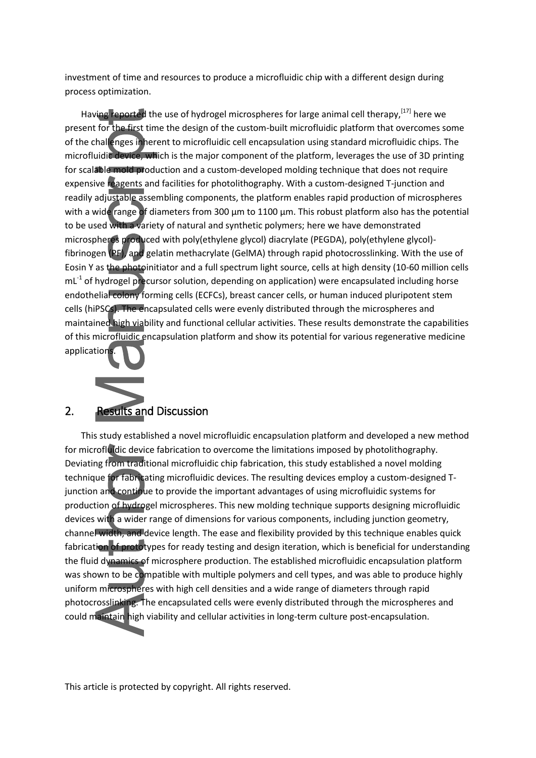investment of time and resources to produce a microfluidic chip with a different design during process optimization.

Having reported the use of hydrogel microspheres for large animal cell therapy,[17] here we present for the first time the design of the custom-built microfluidic platform that overcomes some of the challenges inherent to microfluidic cell encapsulation using standard microfluidic chips. The microfluidic device, which is the major component of the platform, leverages the use of 3D printing for scalable mold production and a custom-developed molding technique that does not require expensive reagents and facilities for photolithography. With a custom-designed T-junction and readily adjustable assembling components, the platform enables rapid production of microspheres with a wide range of diameters from 300 µm to 1100 µm. This robust platform also has the potential to be used with a variety of natural and synthetic polymers; here we have demonstrated microspheres produced with poly(ethylene glycol) diacrylate (PEGDA), poly(ethylene glycol)-fibrinogen (PF), and gelatin methacrylate (GelMA) through rapid photocrosslinking. With the use of Eosin Y as the photoinitiator and a full spectrum light source, cells at high density (10-60 million cells $mL^{-1}$ of hydrogel precursor solution, depending on application) were encapsulated including horse endothelial colony forming cells (ECFCs), breast cancer cells, or human induced pluripotent stem cells (hiPSCs). The encapsulated cells were evenly distributed through the microspheres and maintained high viability and functional cellular activities. These results demonstrate the capabilities of this microfluidic encapsulation platform and show its potential for various regenerative medicine applications.

## 2. Results and Discussion

This study established a novel microfluidic encapsulation platform and developed a new method for microfluidic device fabrication to overcome the limitations imposed by photolithography. Deviating from traditional microfluidic chip fabrication, this study established a novel molding technique for fabricating microfluidic devices. The resulting devices employ a custom-designed T-junction and continue to provide the important advantages of using microfluidic systems for production of hydrogel microspheres. This new molding technique supports designing microfluidic devices with a wider range of dimensions for various components, including junction geometry, channel width, and device length. The ease and flexibility provided by this technique enables quick fabrication of prototypes for ready testing and design iteration, which is beneficial for understanding the fluid dynamics of microsphere production. The established microfluidic encapsulation platform was shown to be compatible with multiple polymers and cell types, and was able to produce highly uniform microspheres with high cell densities and a wide range of diameters through rapid photocrosslinking. The encapsulated cells were evenly distributed through the microspheres and could maintain high viability and cellular activities in long-term culture post-encapsulation.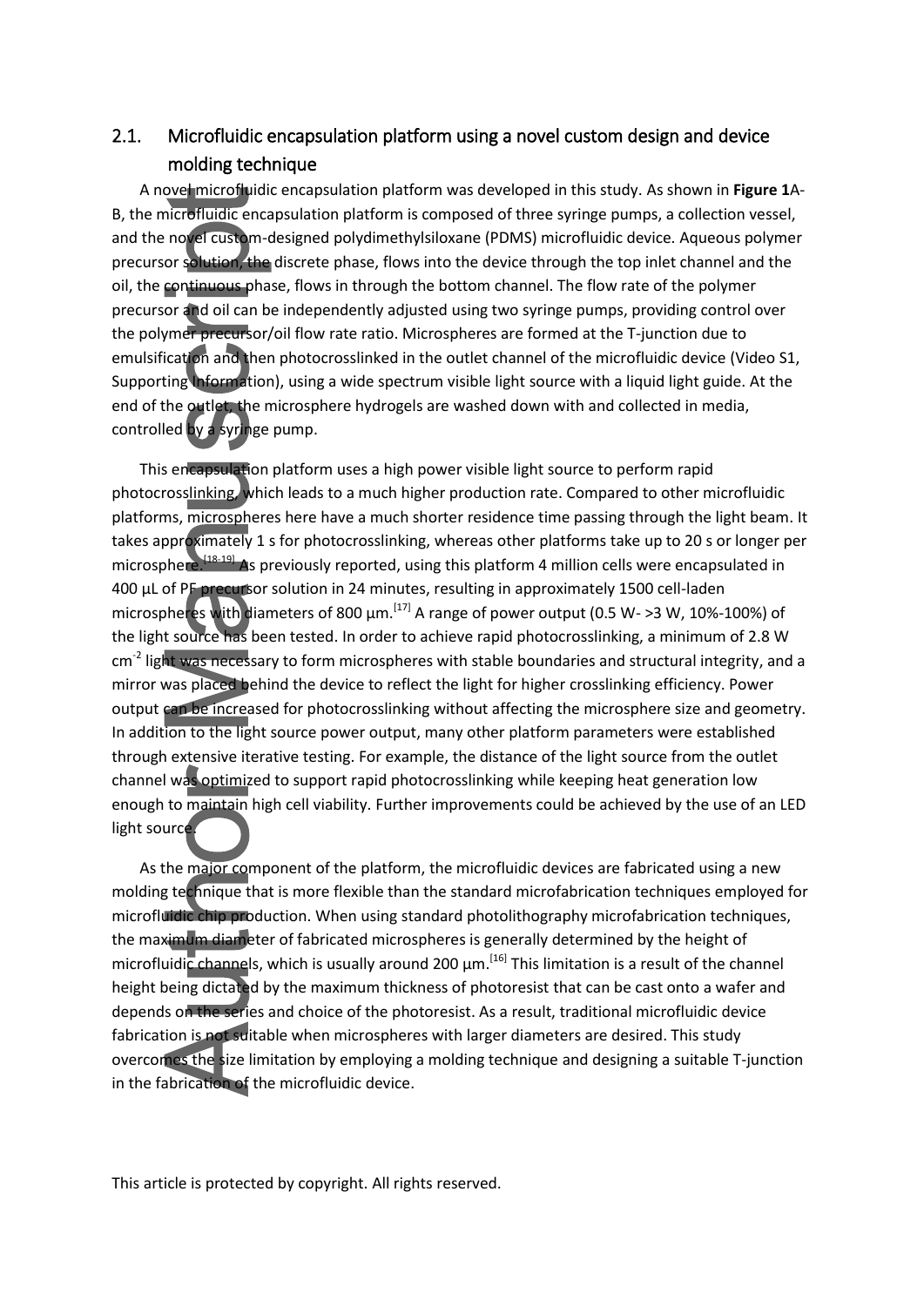## 2.1. Microfluidic encapsulation platform using a novel custom design and device molding technique

A novel microfluidic encapsulation platform was developed in this study. As shown in **Figure 1**A-B, the microfluidic encapsulation platform is composed of three syringe pumps, a collection vessel, and the novel custom-designed polydimethylsiloxane (PDMS) microfluidic device. Aqueous polymer precursor solution, the discrete phase, flows into the device through the top inlet channel and the oil, the continuous phase, flows in through the bottom channel. The flow rate of the polymer precursor and oil can be independently adjusted using two syringe pumps, providing control over the polymer precursor/oil flow rate ratio. Microspheres are formed at the T-junction due to emulsification and then photocrosslinked in the outlet channel of the microfluidic device (Video S1, Supporting Information), using a wide spectrum visible light source with a liquid light guide. At the end of the outlet, the microsphere hydrogels are washed down with and collected in media, controlled by a syringe pump.

This encapsulation platform uses a high power visible light source to perform rapid photocrosslinking, which leads to a much higher production rate. Compared to other microfluidic platforms, microspheres here have a much shorter residence time passing through the light beam. It takes approximately 1 s for photocrosslinking, whereas other platforms take up to 20 s or longer per microsphere.[18-19] As previously reported, using this platform 4 million cells were encapsulated in 400 μL of PF precursor solution in 24 minutes, resulting in approximately 1500 cell-laden microspheres with diameters of 800 μm.[17] A range of power output (0.5 W- >3 W, 10%-100%) of the light source has been tested. In order to achieve rapid photocrosslinking, a minimum of 2.8 W $cm^{-2}$ light was necessary to form microspheres with stable boundaries and structural integrity, and a mirror was placed behind the device to reflect the light for higher crosslinking efficiency. Power output can be increased for photocrosslinking without affecting the microsphere size and geometry. In addition to the light source power output, many other platform parameters were established through extensive iterative testing. For example, the distance of the light source from the outlet channel was optimized to support rapid photocrosslinking while keeping heat generation low enough to maintain high cell viability. Further improvements could be achieved by the use of an LED light source.

As the major component of the platform, the microfluidic devices are fabricated using a new molding technique that is more flexible than the standard microfabrication techniques employed for microfluidic chip production. When using standard photolithography microfabrication techniques, the maximum diameter of fabricated microspheres is generally determined by the height of microfluidic channels, which is usually around 200 μm.[16] This limitation is a result of the channel height being dictated by the maximum thickness of photoresist that can be cast onto a wafer and depends on the series and choice of the photoresist. As a result, traditional microfluidic device fabrication is not suitable when microspheres with larger diameters are desired. This study overcomes the size limitation by employing a molding technique and designing a suitable T-junction in the fabrication of the microfluidic device.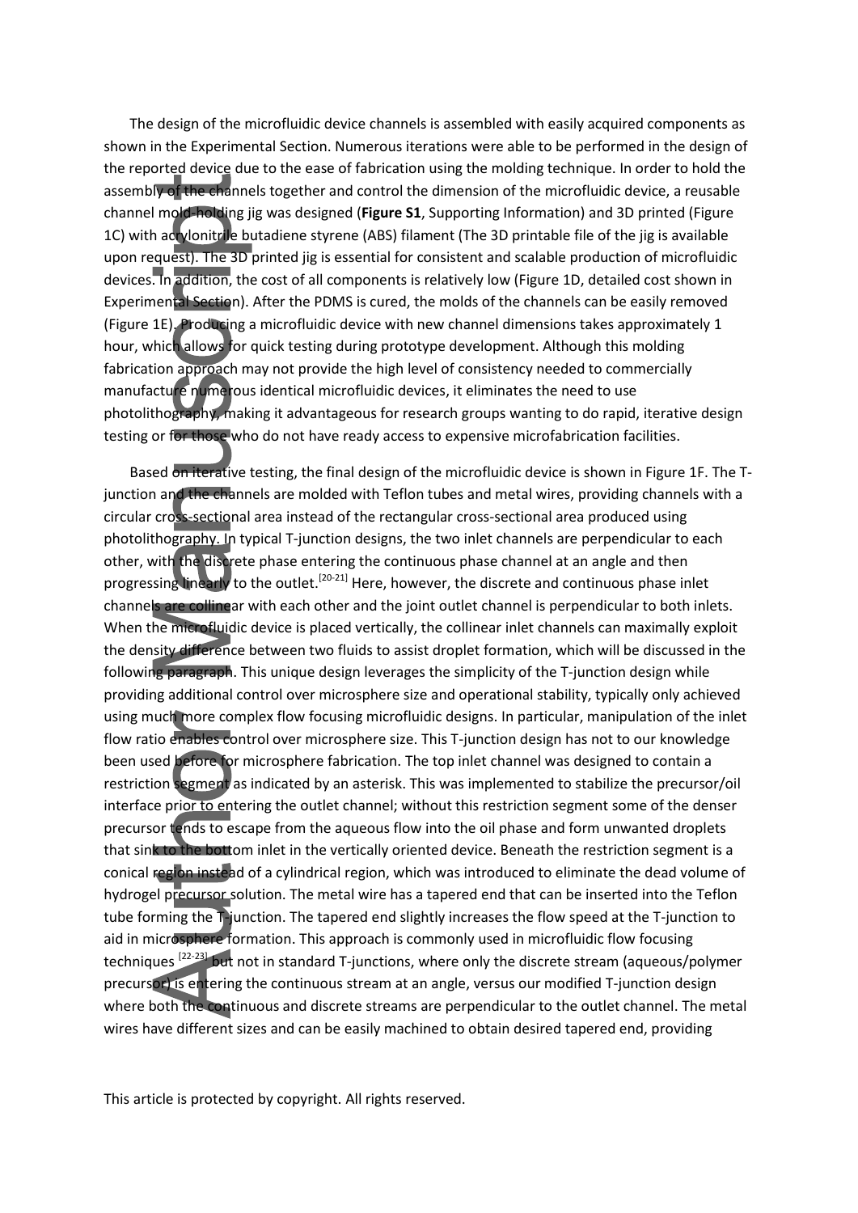The design of the microfluidic device channels is assembled with easily acquired components as shown in the Experimental Section. Numerous iterations were able to be performed in the design of the reported device due to the ease of fabrication using the molding technique. In order to hold the assembly of the channels together and control the dimension of the microfluidic device, a reusable channel mold-holding jig was designed (**Figure S1**, Supporting Information) and 3D printed (Figure 1C) with acrylonitrile butadiene styrene (ABS) filament (The 3D printable file of the jig is available upon request). The 3D printed jig is essential for consistent and scalable production of microfluidic devices. In addition, the cost of all components is relatively low (Figure 1D, detailed cost shown in Experimental Section). After the PDMS is cured, the molds of the channels can be easily removed (Figure 1E). Producing a microfluidic device with new channel dimensions takes approximately 1 hour, which allows for quick testing during prototype development. Although this molding fabrication approach may not provide the high level of consistency needed to commercially manufacture numerous identical microfluidic devices, it eliminates the need to use photolithography, making it advantageous for research groups wanting to do rapid, iterative design testing or for those who do not have ready access to expensive microfabrication facilities.

Based on iterative testing, the final design of the microfluidic device is shown in Figure 1F. The T-junction and the channels are molded with Teflon tubes and metal wires, providing channels with a circular cross-sectional area instead of the rectangular cross-sectional area produced using photolithography. In typical T-junction designs, the two inlet channels are perpendicular to each other, with the discrete phase entering the continuous phase channel at an angle and then progressing linearly to the outlet.[20-21] Here, however, the discrete and continuous phase inlet channels are collinear with each other and the joint outlet channel is perpendicular to both inlets. When the microfluidic device is placed vertically, the collinear inlet channels can maximally exploit the density difference between two fluids to assist droplet formation, which will be discussed in the following paragraph. This unique design leverages the simplicity of the T-junction design while providing additional control over microsphere size and operational stability, typically only achieved using much more complex flow focusing microfluidic designs. In particular, manipulation of the inlet flow ratio enables control over microsphere size. This T-junction design has not to our knowledge been used before for microsphere fabrication. The top inlet channel was designed to contain a restriction segment as indicated by an asterisk. This was implemented to stabilize the precursor/oil interface prior to entering the outlet channel; without this restriction segment some of the denser precursor tends to escape from the aqueous flow into the oil phase and form unwanted droplets that sink to the bottom inlet in the vertically oriented device. Beneath the restriction segment is a conical region instead of a cylindrical region, which was introduced to eliminate the dead volume of hydrogel precursor solution. The metal wire has a tapered end that can be inserted into the Teflon tube forming the T-junction. The tapered end slightly increases the flow speed at the T-junction to aid in microsphere formation. This approach is commonly used in microfluidic flow focusing techniques [22-23] but not in standard T-junctions, where only the discrete stream (aqueous/polymer precursor) is entering the continuous stream at an angle, versus our modified T-junction design where both the continuous and discrete streams are perpendicular to the outlet channel. The metal wires have different sizes and can be easily machined to obtain desired tapered end, providing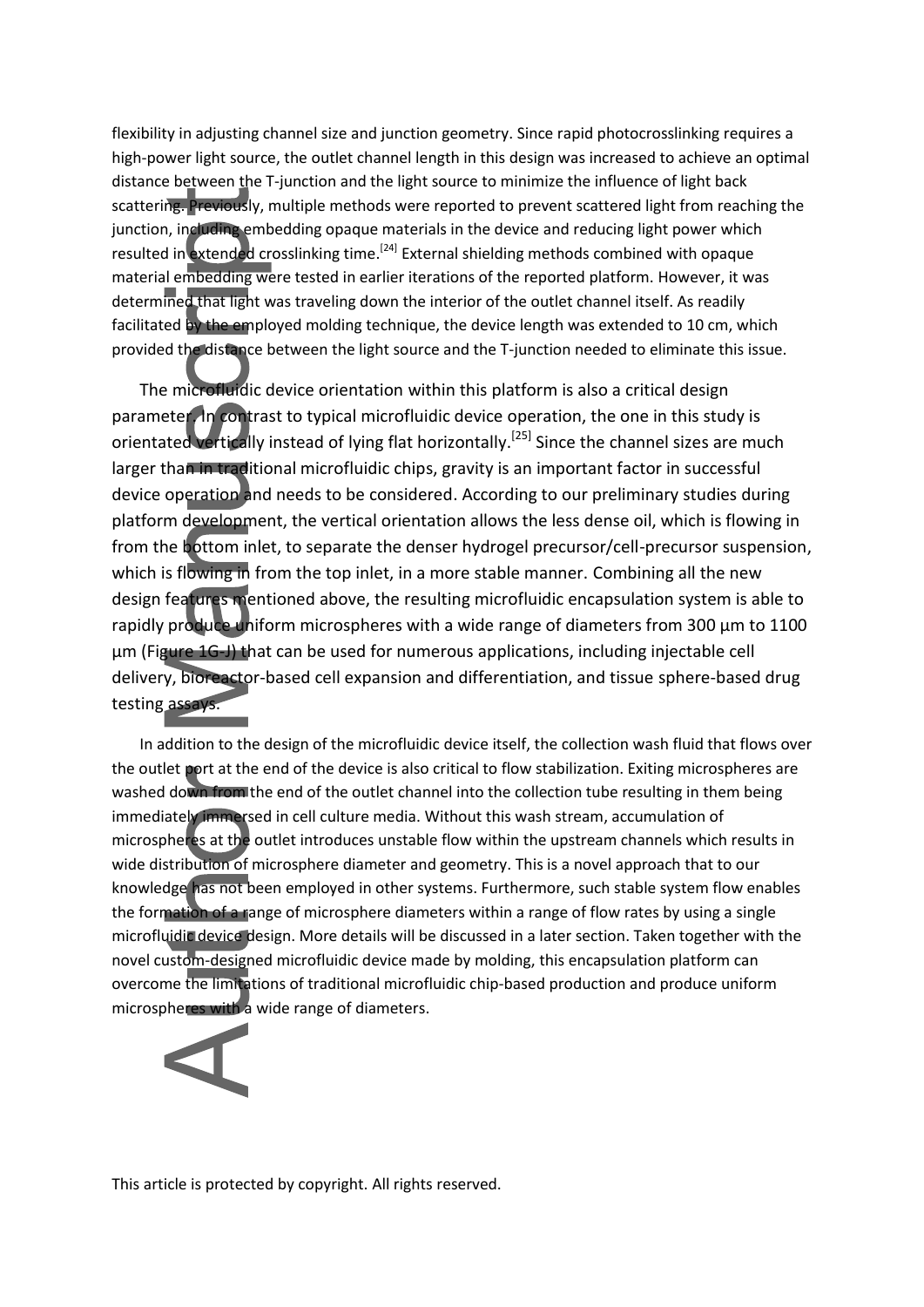flexibility in adjusting channel size and junction geometry. Since rapid photocrosslinking requires a high-power light source, the outlet channel length in this design was increased to achieve an optimal distance between the T-junction and the light source to minimize the influence of light back scattering. Previously, multiple methods were reported to prevent scattered light from reaching the junction, including embedding opaque materials in the device and reducing light power which resulted in extended crosslinking time.[24] External shielding methods combined with opaque material embedding were tested in earlier iterations of the reported platform. However, it was determined that light was traveling down the interior of the outlet channel itself. As readily facilitated by the employed molding technique, the device length was extended to 10 cm, which provided the distance between the light source and the T-junction needed to eliminate this issue.

The microfluidic device orientation within this platform is also a critical design parameter. In contrast to typical microfluidic device operation, the one in this study is orientated vertically instead of lying flat horizontally.[25] Since the channel sizes are much larger than in traditional microfluidic chips, gravity is an important factor in successful device operation and needs to be considered. According to our preliminary studies during platform development, the vertical orientation allows the less dense oil, which is flowing in from the bottom inlet, to separate the denser hydrogel precursor/cell-precursor suspension, which is flowing in from the top inlet, in a more stable manner. Combining all the new design features mentioned above, the resulting microfluidic encapsulation system is able to rapidly produce uniform microspheres with a wide range of diameters from 300 μm to 1100 μm (Figure 1G-J) that can be used for numerous applications, including injectable cell delivery, bioreactor-based cell expansion and differentiation, and tissue sphere-based drug testing assays.

In addition to the design of the microfluidic device itself, the collection wash fluid that flows over the outlet port at the end of the device is also critical to flow stabilization. Exiting microspheres are washed down from the end of the outlet channel into the collection tube resulting in them being immediately immersed in cell culture media. Without this wash stream, accumulation of microspheres at the outlet introduces unstable flow within the upstream channels which results in wide distribution of microsphere diameter and geometry. This is a novel approach that to our knowledge has not been employed in other systems. Furthermore, such stable system flow enables the formation of a range of microsphere diameters within a range of flow rates by using a single microfluidic device design. More details will be discussed in a later section. Taken together with the novel custom-designed microfluidic device made by molding, this encapsulation platform can overcome the limitations of traditional microfluidic chip-based production and produce uniform microspheres with a wide range of diameters.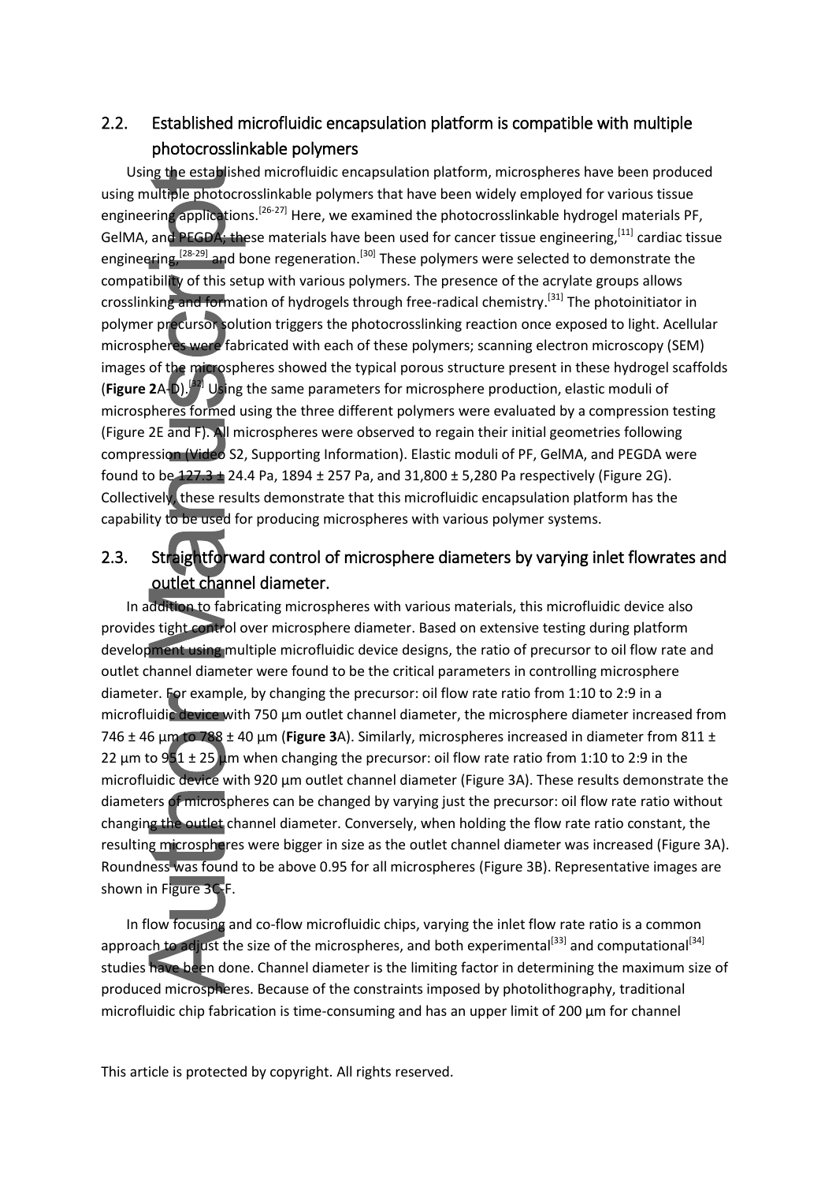## 2.2. Established microfluidic encapsulation platform is compatible with multiple photocrosslinkable polymers

Using the established microfluidic encapsulation platform, microspheres have been produced using multiple photocrosslinkable polymers that have been widely employed for various tissue engineering applications.[26-27] Here, we examined the photocrosslinkable hydrogel materials PF, GelMA, and PEGDA; these materials have been used for cancer tissue engineering,[11] cardiac tissue engineering,[28-29] and bone regeneration.[30] These polymers were selected to demonstrate the compatibility of this setup with various polymers. The presence of the acrylate groups allows crosslinking and formation of hydrogels through free-radical chemistry.[31] The photoinitiator in polymer precursor solution triggers the photocrosslinking reaction once exposed to light. Acellular microspheres were fabricated with each of these polymers; scanning electron microscopy (SEM) images of the microspheres showed the typical porous structure present in these hydrogel scaffolds (**Figure 2**A-D).[32] Using the same parameters for microsphere production, elastic moduli of microspheres formed using the three different polymers were evaluated by a compression testing (Figure 2E and F). All microspheres were observed to regain their initial geometries following compression (Video S2, Supporting Information). Elastic moduli of PF, GelMA, and PEGDA were found to be 127.3 ± 24.4 Pa, 1894 ± 257 Pa, and 31,800 ± 5,280 Pa respectively (Figure 2G). Collectively, these results demonstrate that this microfluidic encapsulation platform has the capability to be used for producing microspheres with various polymer systems.

## 2.3. Straightforward control of microsphere diameters by varying inlet flowrates and outlet channel diameter.

In addition to fabricating microspheres with various materials, this microfluidic device also provides tight control over microsphere diameter. Based on extensive testing during platform development using multiple microfluidic device designs, the ratio of precursor to oil flow rate and outlet channel diameter were found to be the critical parameters in controlling microsphere diameter. For example, by changing the precursor: oil flow rate ratio from 1:10 to 2:9 in a microfluidic device with 750 µm outlet channel diameter, the microsphere diameter increased from 746 ± 46 µm to 788 ± 40 µm (**Figure 3**A). Similarly, microspheres increased in diameter from 811 ± 22 µm to 951 ± 25 µm when changing the precursor: oil flow rate ratio from 1:10 to 2:9 in the microfluidic device with 920 µm outlet channel diameter (Figure 3A). These results demonstrate the diameters of microspheres can be changed by varying just the precursor: oil flow rate ratio without changing the outlet channel diameter. Conversely, when holding the flow rate ratio constant, the resulting microspheres were bigger in size as the outlet channel diameter was increased (Figure 3A). Roundness was found to be above 0.95 for all microspheres (Figure 3B). Representative images are shown in Figure 3C-F.

In flow focusing and co-flow microfluidic chips, varying the inlet flow rate ratio is a common approach to adjust the size of the microspheres, and both experimental[33] and computational[34] studies have been done. Channel diameter is the limiting factor in determining the maximum size of produced microspheres. Because of the constraints imposed by photolithography, traditional microfluidic chip fabrication is time-consuming and has an upper limit of 200 µm for channel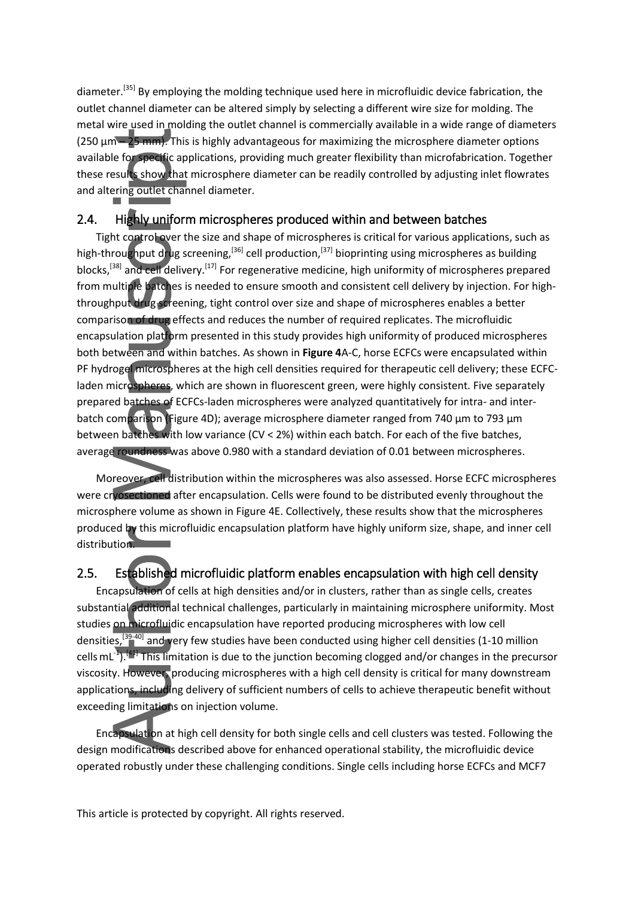diameter.[35] By employing the molding technique used here in microfluidic device fabrication, the outlet channel diameter can be altered simply by selecting a different wire size for molding. The metal wire used in molding the outlet channel is commercially available in a wide range of diameters (250 µm – 25 mm). This is highly advantageous for maximizing the microsphere diameter options available for specific applications, providing much greater flexibility than microfabrication. Together these results show that microsphere diameter can be readily controlled by adjusting inlet flowrates and altering outlet channel diameter.

## 2.4. Highly uniform microspheres produced within and between batches

Tight control over the size and shape of microspheres is critical for various applications, such as high-throughput drug screening,[36] cell production,[37] bioprinting using microspheres as building blocks,[38] and cell delivery.[17] For regenerative medicine, high uniformity of microspheres prepared from multiple batches is needed to ensure smooth and consistent cell delivery by injection. For high-throughput drug screening, tight control over size and shape of microspheres enables a better comparison of drug effects and reduces the number of required replicates. The microfluidic encapsulation platform presented in this study provides high uniformity of produced microspheres both between and within batches. As shown in **Figure 4**A-C, horse ECFCs were encapsulated within PF hydrogel microspheres at the high cell densities required for therapeutic cell delivery; these ECFC-laden microspheres, which are shown in fluorescent green, were highly consistent. Five separately prepared batches of ECFCs-laden microspheres were analyzed quantitatively for intra- and inter-batch comparison (Figure 4D); average microsphere diameter ranged from 740 µm to 793 µm between batches with low variance (CV < 2%) within each batch. For each of the five batches, average roundness was above 0.980 with a standard deviation of 0.01 between microspheres.

Moreover, cell distribution within the microspheres was also assessed. Horse ECFC microspheres were cryosectioned after encapsulation. Cells were found to be distributed evenly throughout the microsphere volume as shown in Figure 4E. Collectively, these results show that the microspheres produced by this microfluidic encapsulation platform have highly uniform size, shape, and inner cell distribution.

## 2.5. Established microfluidic platform enables encapsulation with high cell density

Encapsulation of cells at high densities and/or in clusters, rather than as single cells, creates substantial additional technical challenges, particularly in maintaining microsphere uniformity. Most studies on microfluidic encapsulation have reported producing microspheres with low cell densities,[39-40] and very few studies have been conducted using higher cell densities (1-10 million cells $mL^{-1}$).[41] This limitation is due to the junction becoming clogged and/or changes in the precursor viscosity. However, producing microspheres with a high cell density is critical for many downstream applications, including delivery of sufficient numbers of cells to achieve therapeutic benefit without exceeding limitations on injection volume.

Encapsulation at high cell density for both single cells and cell clusters was tested. Following the design modifications described above for enhanced operational stability, the microfluidic device operated robustly under these challenging conditions. Single cells including horse ECFCs and MCF7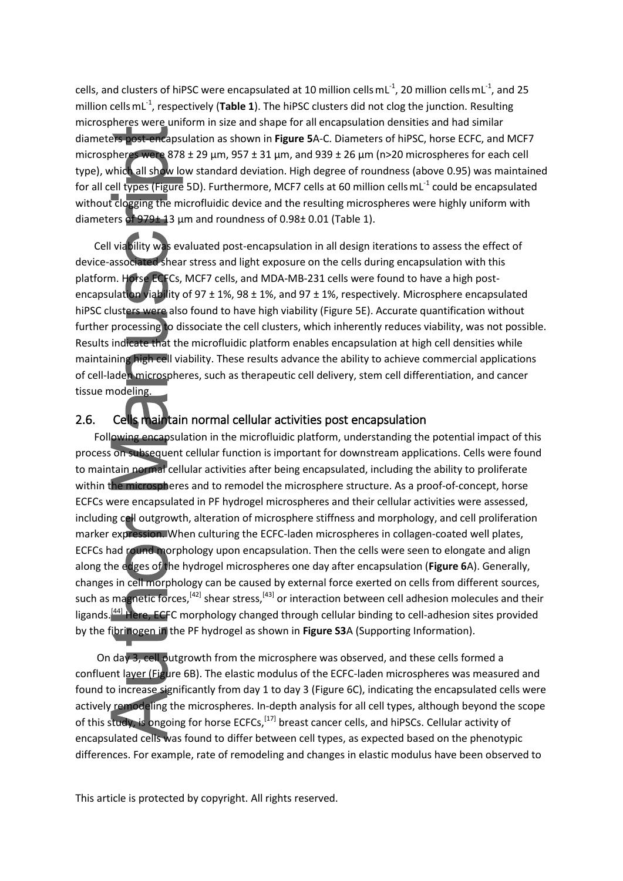cells, and clusters of hiPSC were encapsulated at 10 million cells mL$^{-1}$, 20 million cells mL$^{-1}$, and 25 million cells mL$^{-1}$, respectively (**Table 1**). The hiPSC clusters did not clog the junction. Resulting microspheres were uniform in size and shape for all encapsulation densities and had similar diameters post-encapsulation as shown in **Figure 5**A-C. Diameters of hiPSC, horse ECFC, and MCF7 microspheres were 878 ± 29 µm, 957 ± 31 µm, and 939 ± 26 µm (n>20 microspheres for each cell type), which all show low standard deviation. High degree of roundness (above 0.95) was maintained for all cell types (Figure 5D). Furthermore, MCF7 cells at 60 million cells mL$^{-1}$ could be encapsulated without clogging the microfluidic device and the resulting microspheres were highly uniform with diameters of 979± 13 µm and roundness of 0.98± 0.01 (Table 1).

Cell viability was evaluated post-encapsulation in all design iterations to assess the effect of device-associated shear stress and light exposure on the cells during encapsulation with this platform. Horse ECFCs, MCF7 cells, and MDA-MB-231 cells were found to have a high post-encapsulation viability of 97 ± 1%, 98 ± 1%, and 97 ± 1%, respectively. Microsphere encapsulated hiPSC clusters were also found to have high viability (Figure 5E). Accurate quantification without further processing to dissociate the cell clusters, which inherently reduces viability, was not possible. Results indicate that the microfluidic platform enables encapsulation at high cell densities while maintaining high cell viability. These results advance the ability to achieve commercial applications of cell-laden microspheres, such as therapeutic cell delivery, stem cell differentiation, and cancer tissue modeling.

## 2.6. Cells maintain normal cellular activities post encapsulation

Following encapsulation in the microfluidic platform, understanding the potential impact of this process on subsequent cellular function is important for downstream applications. Cells were found to maintain normal cellular activities after being encapsulated, including the ability to proliferate within the microspheres and to remodel the microsphere structure. As a proof-of-concept, horse ECFCs were encapsulated in PF hydrogel microspheres and their cellular activities were assessed, including cell outgrowth, alteration of microsphere stiffness and morphology, and cell proliferation marker expression. When culturing the ECFC-laden microspheres in collagen-coated well plates, ECFCs had round morphology upon encapsulation. Then the cells were seen to elongate and align along the edges of the hydrogel microspheres one day after encapsulation (**Figure 6**A). Generally, changes in cell morphology can be caused by external force exerted on cells from different sources, such as magnetic forces,[42] shear stress,[43] or interaction between cell adhesion molecules and their ligands.[44] Here, ECFC morphology changed through cellular binding to cell-adhesion sites provided by the fibrinogen in the PF hydrogel as shown in **Figure S3**A (Supporting Information).

On day 3, cell outgrowth from the microsphere was observed, and these cells formed a confluent layer (Figure 6B). The elastic modulus of the ECFC-laden microspheres was measured and found to increase significantly from day 1 to day 3 (Figure 6C), indicating the encapsulated cells were actively remodeling the microspheres. In-depth analysis for all cell types, although beyond the scope of this study, is ongoing for horse ECFCs,[17] breast cancer cells, and hiPSCs. Cellular activity of encapsulated cells was found to differ between cell types, as expected based on the phenotypic differences. For example, rate of remodeling and changes in elastic modulus have been observed to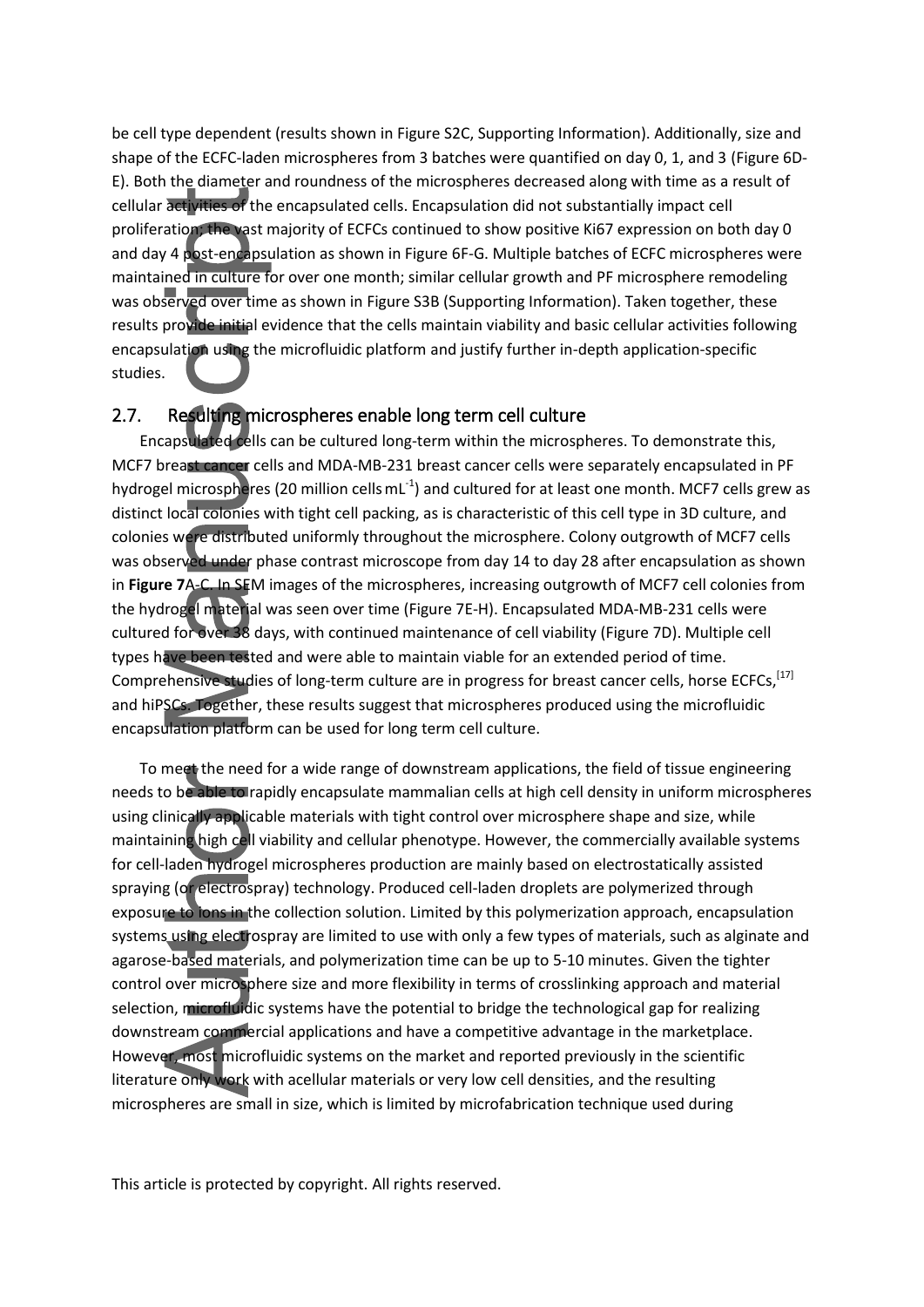be cell type dependent (results shown in Figure S2C, Supporting Information). Additionally, size and shape of the ECFC-laden microspheres from 3 batches were quantified on day 0, 1, and 3 (Figure 6D-E). Both the diameter and roundness of the microspheres decreased along with time as a result of cellular activities of the encapsulated cells. Encapsulation did not substantially impact cell proliferation; the vast majority of ECFCs continued to show positive Ki67 expression on both day 0 and day 4 post-encapsulation as shown in Figure 6F-G. Multiple batches of ECFC microspheres were maintained in culture for over one month; similar cellular growth and PF microsphere remodeling was observed over time as shown in Figure S3B (Supporting Information). Taken together, these results provide initial evidence that the cells maintain viability and basic cellular activities following encapsulation using the microfluidic platform and justify further in-depth application-specific studies.

## 2.7. Resulting microspheres enable long term cell culture

Encapsulated cells can be cultured long-term within the microspheres. To demonstrate this, MCF7 breast cancer cells and MDA-MB-231 breast cancer cells were separately encapsulated in PF hydrogel microspheres (20 million cells $mL^{-1}$) and cultured for at least one month. MCF7 cells grew as distinct local colonies with tight cell packing, as is characteristic of this cell type in 3D culture, and colonies were distributed uniformly throughout the microsphere. Colony outgrowth of MCF7 cells was observed under phase contrast microscope from day 14 to day 28 after encapsulation as shown in **Figure 7**A-C. In SEM images of the microspheres, increasing outgrowth of MCF7 cell colonies from the hydrogel material was seen over time (Figure 7E-H). Encapsulated MDA-MB-231 cells were cultured for over 38 days, with continued maintenance of cell viability (Figure 7D). Multiple cell types have been tested and were able to maintain viable for an extended period of time. Comprehensive studies of long-term culture are in progress for breast cancer cells, horse ECFCs,[17] and hiPSCs. Together, these results suggest that microspheres produced using the microfluidic encapsulation platform can be used for long term cell culture.

To meet the need for a wide range of downstream applications, the field of tissue engineering needs to be able to rapidly encapsulate mammalian cells at high cell density in uniform microspheres using clinically applicable materials with tight control over microsphere shape and size, while maintaining high cell viability and cellular phenotype. However, the commercially available systems for cell-laden hydrogel microspheres production are mainly based on electrostatically assisted spraying (or electrospray) technology. Produced cell-laden droplets are polymerized through exposure to ions in the collection solution. Limited by this polymerization approach, encapsulation systems using electrospray are limited to use with only a few types of materials, such as alginate and agarose-based materials, and polymerization time can be up to 5-10 minutes. Given the tighter control over microsphere size and more flexibility in terms of crosslinking approach and material selection, microfluidic systems have the potential to bridge the technological gap for realizing downstream commercial applications and have a competitive advantage in the marketplace. However, most microfluidic systems on the market and reported previously in the scientific literature only work with acellular materials or very low cell densities, and the resulting microspheres are small in size, which is limited by microfabrication technique used during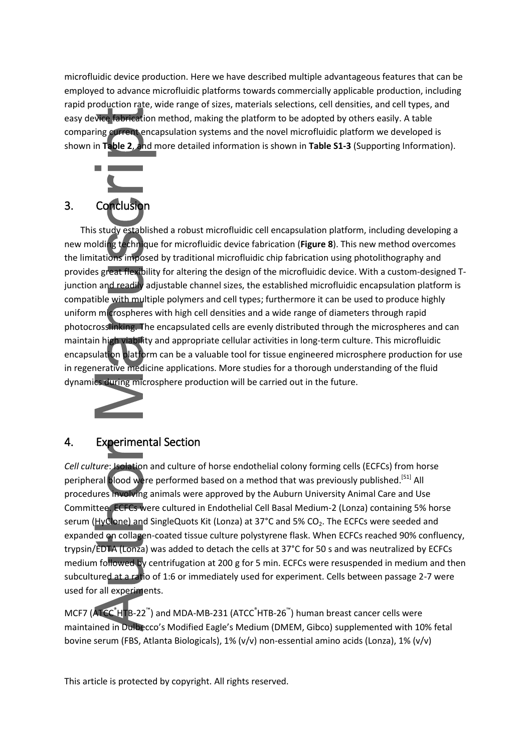microfluidic device production. Here we have described multiple advantageous features that can be employed to advance microfluidic platforms towards commercially applicable production, including rapid production rate, wide range of sizes, materials selections, cell densities, and cell types, and easy device fabrication method, making the platform to be adopted by others easily. A table comparing current encapsulation systems and the novel microfluidic platform we developed is shown in **Table 2**, and more detailed information is shown in **Table S1-3** (Supporting Information).

## 3. Conclusion

This study established a robust microfluidic cell encapsulation platform, including developing a new molding technique for microfluidic device fabrication (**Figure 8**). This new method overcomes the limitations imposed by traditional microfluidic chip fabrication using photolithography and provides great flexibility for altering the design of the microfluidic device. With a custom-designed T-junction and readily adjustable channel sizes, the established microfluidic encapsulation platform is compatible with multiple polymers and cell types; furthermore it can be used to produce highly uniform microspheres with high cell densities and a wide range of diameters through rapid photocrosslinking. The encapsulated cells are evenly distributed through the microspheres and can maintain high viability and appropriate cellular activities in long-term culture. This microfluidic encapsulation platform can be a valuable tool for tissue engineered microsphere production for use in regenerative medicine applications. More studies for a thorough understanding of the fluid dynamics during microsphere production will be carried out in the future.

## 4. Experimental Section

*Cell culture*: Isolation and culture of horse endothelial colony forming cells (ECFCs) from horse peripheral blood were performed based on a method that was previously published.[51] All procedures involving animals were approved by the Auburn University Animal Care and Use Committee. ECFCs were cultured in Endothelial Cell Basal Medium-2 (Lonza) containing 5% horse serum (HyClone) and SingleQuots Kit (Lonza) at 37°C and 5% $CO_2$. The ECFCs were seeded and expanded on collagen-coated tissue culture polystyrene flask. When ECFCs reached 90% confluency, trypsin/EDTA (Lonza) was added to detach the cells at 37°C for 50 s and was neutralized by ECFCs medium followed by centrifugation at 200 g for 5 min. ECFCs were resuspended in medium and then subcultured at a ratio of 1:6 or immediately used for experiment. Cells between passage 2-7 were used for all experiments.

MCF7 (ATCC® HTB-22™) and MDA-MB-231 (ATCC® HTB-26™) human breast cancer cells were maintained in Dulbecco's Modified Eagle's Medium (DMEM, Gibco) supplemented with 10% fetal bovine serum (FBS, Atlanta Biologicals), 1% (v/v) non-essential amino acids (Lonza), 1% (v/v)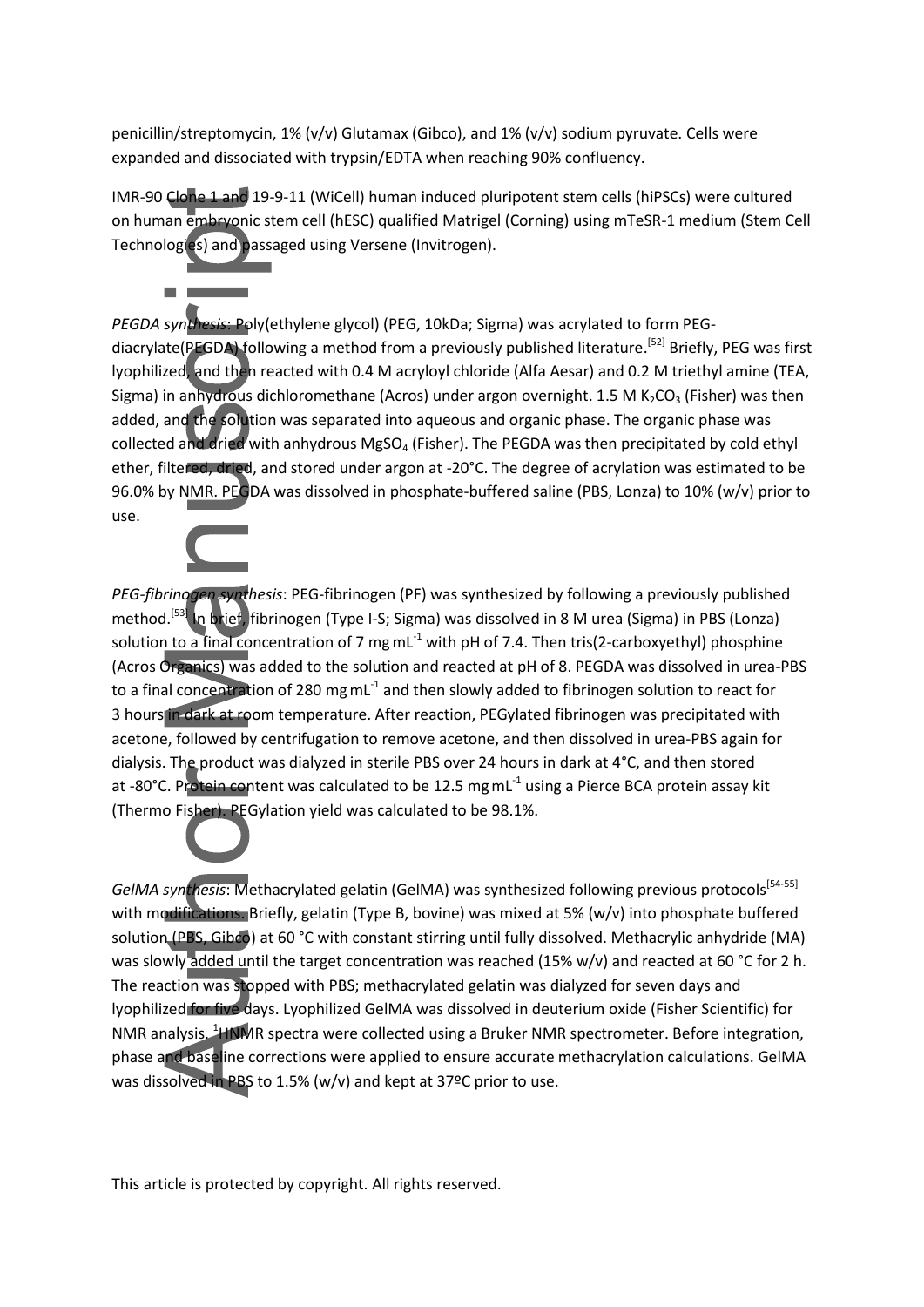penicillin/streptomycin, 1% (v/v) Glutamax (Gibco), and 1% (v/v) sodium pyruvate. Cells were expanded and dissociated with trypsin/EDTA when reaching 90% confluency.

IMR-90 Clone 1 and 19-9-11 (WiCell) human induced pluripotent stem cells (hiPSCs) were cultured on human embryonic stem cell (hESC) qualified Matrigel (Corning) using mTeSR-1 medium (Stem Cell Technologies) and passaged using Versene (Invitrogen).

*PEGDA synthesis*: Poly(ethylene glycol) (PEG, 10kDa; Sigma) was acrylated to form PEG-diacrylate(PEGDA) following a method from a previously published literature.[52] Briefly, PEG was first lyophilized, and then reacted with 0.4 M acryloyl chloride (Alfa Aesar) and 0.2 M triethyl amine (TEA, Sigma) in anhydrous dichloromethane (Acros) under argon overnight. 1.5 M $K_2CO_3$ (Fisher) was then added, and the solution was separated into aqueous and organic phase. The organic phase was collected and dried with anhydrous $MgSO_4$ (Fisher). The PEGDA was then precipitated by cold ethyl ether, filtered, dried, and stored under argon at -20°C. The degree of acrylation was estimated to be 96.0% by NMR. PEGDA was dissolved in phosphate-buffered saline (PBS, Lonza) to 10% (w/v) prior to use.

*PEG-fibrinogen synthesis*: PEG-fibrinogen (PF) was synthesized by following a previously published method.[53] In brief, fibrinogen (Type I-S; Sigma) was dissolved in 8 M urea (Sigma) in PBS (Lonza) solution to a final concentration of 7 mg $mL^{-1}$ with pH of 7.4. Then tris(2-carboxyethyl) phosphine (Acros Organics) was added to the solution and reacted at pH of 8. PEGDA was dissolved in urea-PBS to a final concentration of 280 mg $mL^{-1}$ and then slowly added to fibrinogen solution to react for 3 hours in dark at room temperature. After reaction, PEGylated fibrinogen was precipitated with acetone, followed by centrifugation to remove acetone, and then dissolved in urea-PBS again for dialysis. The product was dialyzed in sterile PBS over 24 hours in dark at 4°C, and then stored at -80°C. Protein content was calculated to be 12.5 mg $mL^{-1}$ using a Pierce BCA protein assay kit (Thermo Fisher). PEGylation yield was calculated to be 98.1%.

*GelMA synthesis*: Methacrylated gelatin (GelMA) was synthesized following previous protocols[54-55] with modifications. Briefly, gelatin (Type B, bovine) was mixed at 5% (w/v) into phosphate buffered solution (PBS, Gibco) at 60 °C with constant stirring until fully dissolved. Methacrylic anhydride (MA) was slowly added until the target concentration was reached (15% w/v) and reacted at 60 °C for 2 h. The reaction was stopped with PBS; methacrylated gelatin was dialyzed for seven days and lyophilized for five days. Lyophilized GelMA was dissolved in deuterium oxide (Fisher Scientific) for NMR analysis. $^{1}$HNMR spectra were collected using a Bruker NMR spectrometer. Before integration, phase and baseline corrections were applied to ensure accurate methacrylation calculations. GelMA was dissolved in PBS to 1.5% (w/v) and kept at 37ºC prior to use.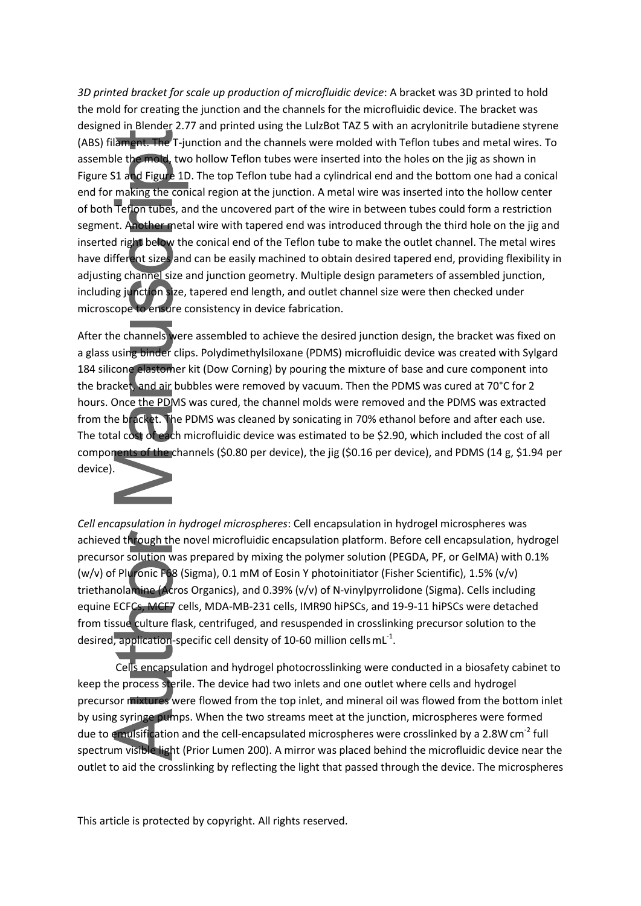*3D printed bracket for scale up production of microfluidic device*: A bracket was 3D printed to hold the mold for creating the junction and the channels for the microfluidic device. The bracket was designed in Blender 2.77 and printed using the LulzBot TAZ 5 with an acrylonitrile butadiene styrene (ABS) filament. The T-junction and the channels were molded with Teflon tubes and metal wires. To assemble the mold, two hollow Teflon tubes were inserted into the holes on the jig as shown in Figure S1 and Figure 1D. The top Teflon tube had a cylindrical end and the bottom one had a conical end for making the conical region at the junction. A metal wire was inserted into the hollow center of both Teflon tubes, and the uncovered part of the wire in between tubes could form a restriction segment. Another metal wire with tapered end was introduced through the third hole on the jig and inserted right below the conical end of the Teflon tube to make the outlet channel. The metal wires have different sizes and can be easily machined to obtain desired tapered end, providing flexibility in adjusting channel size and junction geometry. Multiple design parameters of assembled junction, including junction size, tapered end length, and outlet channel size were then checked under microscope to ensure consistency in device fabrication.

After the channels were assembled to achieve the desired junction design, the bracket was fixed on a glass using binder clips. Polydimethylsiloxane (PDMS) microfluidic device was created with Sylgard 184 silicone elastomer kit (Dow Corning) by pouring the mixture of base and cure component into the bracket, and air bubbles were removed by vacuum. Then the PDMS was cured at 70°C for 2 hours. Once the PDMS was cured, the channel molds were removed and the PDMS was extracted from the bracket. The PDMS was cleaned by sonicating in 70% ethanol before and after each use. The total cost of each microfluidic device was estimated to be \$2.90, which included the cost of all components of the channels (\$0.80 per device), the jig (\$0.16 per device), and PDMS (14 g, \$1.94 per device).

*Cell encapsulation in hydrogel microspheres*: Cell encapsulation in hydrogel microspheres was achieved through the novel microfluidic encapsulation platform. Before cell encapsulation, hydrogel precursor solution was prepared by mixing the polymer solution (PEGDA, PF, or GelMA) with 0.1% (w/v) of Pluronic F68 (Sigma), 0.1 mM of Eosin Y photoinitiator (Fisher Scientific), 1.5% (v/v) triethanolamine (Acros Organics), and 0.39% (v/v) of N-vinylpyrrolidone (Sigma). Cells including equine ECFCs, MCF7 cells, MDA-MB-231 cells, IMR90 hiPSCs, and 19-9-11 hiPSCs were detached from tissue culture flask, centrifuged, and resuspended in crosslinking precursor solution to the desired, application-specific cell density of 10-60 million cells $mL^{-1}$.

Cells encapsulation and hydrogel photocrosslinking were conducted in a biosafety cabinet to keep the process sterile. The device had two inlets and one outlet where cells and hydrogel precursor mixtures were flowed from the top inlet, and mineral oil was flowed from the bottom inlet by using syringe pumps. When the two streams meet at the junction, microspheres were formed due to emulsification and the cell-encapsulated microspheres were crosslinked by a 2.8 W $cm^{-2}$ full spectrum visible light (Prior Lumen 200). A mirror was placed behind the microfluidic device near the outlet to aid the crosslinking by reflecting the light that passed through the device. The microspheres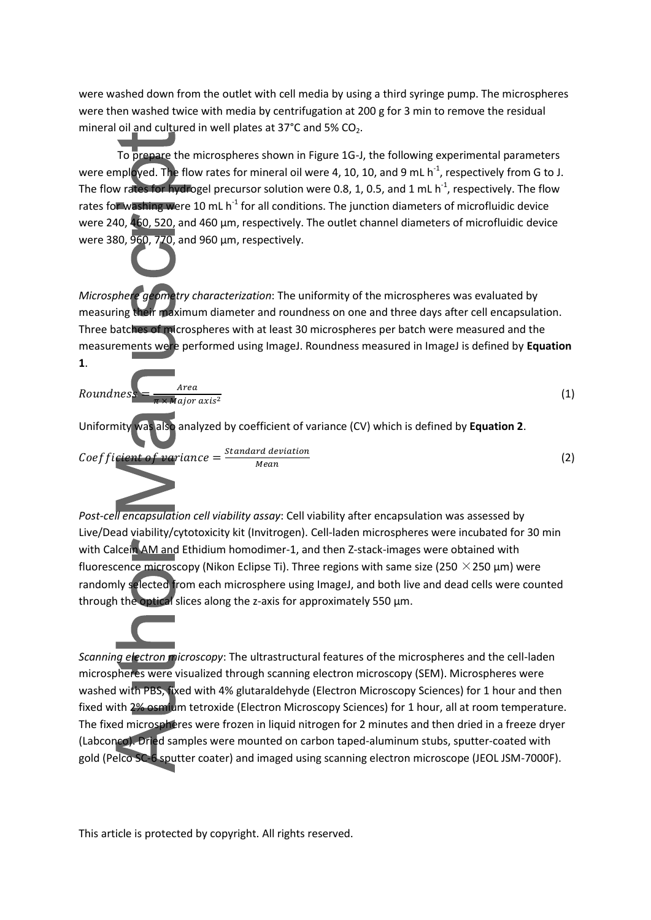were washed down from the outlet with cell media by using a third syringe pump. The microspheres were then washed twice with media by centrifugation at 200 g for 3 min to remove the residual mineral oil and cultured in well plates at 37°C and 5% $CO_2$.

To prepare the microspheres shown in Figure 1G-J, the following experimental parameters were employed. The flow rates for mineral oil were 4, 10, 10, and 9 mL $h^{-1}$, respectively from G to J. The flow rates for hydrogel precursor solution were 0.8, 1, 0.5, and 1 mL $h^{-1}$, respectively. The flow rates for washing were 10 mL $h^{-1}$ for all conditions. The junction diameters of microfluidic device were 240, 460, 520, and 460 µm, respectively. The outlet channel diameters of microfluidic device were 380, 960, 770, and 960 µm, respectively.

*Microsphere geometry characterization*: The uniformity of the microspheres was evaluated by measuring their maximum diameter and roundness on one and three days after cell encapsulation. Three batches of microspheres with at least 30 microspheres per batch were measured and the measurements were performed using ImageJ. Roundness measured in ImageJ is defined by **Equation 1**.

$$Roundness = \frac{Area}{\pi \times Major\ axis^2} \quad (1)$$

Uniformity was also analyzed by coefficient of variance (CV) which is defined by **Equation 2**.

$$Coefficient\ of\ variance = \frac{Standard\ deviation}{Mean} \quad (2)$$

*Post-cell encapsulation cell viability assay*: Cell viability after encapsulation was assessed by Live/Dead viability/cytotoxicity kit (Invitrogen). Cell-laden microspheres were incubated for 30 min with Calcein AM and Ethidium homodimer-1, and then Z-stack-images were obtained with fluorescence microscopy (Nikon Eclipse Ti). Three regions with same size (250 × 250 µm) were randomly selected from each microsphere using ImageJ, and both live and dead cells were counted through the optical slices along the z-axis for approximately 550 µm.

*Scanning electron microscopy*: The ultrastructural features of the microspheres and the cell-laden microspheres were visualized through scanning electron microscopy (SEM). Microspheres were washed with PBS, fixed with 4% glutaraldehyde (Electron Microscopy Sciences) for 1 hour and then fixed with 2% osmium tetroxide (Electron Microscopy Sciences) for 1 hour, all at room temperature. The fixed microspheres were frozen in liquid nitrogen for 2 minutes and then dried in a freeze dryer (Labconco). Dried samples were mounted on carbon taped-aluminum stubs, sputter-coated with gold (Pelco SC-6 sputter coater) and imaged using scanning electron microscope (JEOL JSM-7000F).

This article is protected by copyright. All rights reserved.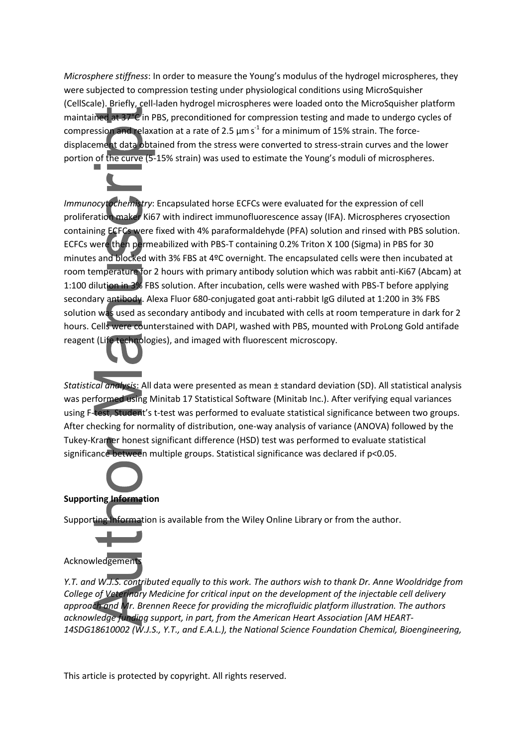*Microsphere stiffness*: In order to measure the Young's modulus of the hydrogel microspheres, they were subjected to compression testing under physiological conditions using MicroSquisher (CellScale). Briefly, cell-laden hydrogel microspheres were loaded onto the MicroSquisher platform maintained at 37°C in PBS, preconditioned for compression testing and made to undergo cycles of compression and relaxation at a rate of 2.5 μm $s^{-1}$ for a minimum of 15% strain. The force-displacement data obtained from the stress were converted to stress-strain curves and the lower portion of the curve (5-15% strain) was used to estimate the Young's moduli of microspheres.

*Immunocytochemistry*: Encapsulated horse ECFCs were evaluated for the expression of cell proliferation maker Ki67 with indirect immunofluorescence assay (IFA). Microspheres cryosection containing ECFCs were fixed with 4% paraformaldehyde (PFA) solution and rinsed with PBS solution. ECFCs were then permeabilized with PBS-T containing 0.2% Triton X 100 (Sigma) in PBS for 30 minutes and blocked with 3% FBS at 4ºC overnight. The encapsulated cells were then incubated at room temperature for 2 hours with primary antibody solution which was rabbit anti-Ki67 (Abcam) at 1:100 dilution in 3% FBS solution. After incubation, cells were washed with PBS-T before applying secondary antibody. Alexa Fluor 680-conjugated goat anti-rabbit IgG diluted at 1:200 in 3% FBS solution was used as secondary antibody and incubated with cells at room temperature in dark for 2 hours. Cells were counterstained with DAPI, washed with PBS, mounted with ProLong Gold antifade reagent (Life technologies), and imaged with fluorescent microscopy.

*Statistical analysis*: All data were presented as mean ± standard deviation (SD). All statistical analysis was performed using Minitab 17 Statistical Software (Minitab Inc.). After verifying equal variances using F-test, Student's t-test was performed to evaluate statistical significance between two groups. After checking for normality of distribution, one-way analysis of variance (ANOVA) followed by the Tukey-Kramer honest significant difference (HSD) test was performed to evaluate statistical significance between multiple groups. Statistical significance was declared if $p<0.05$.

**Supporting Information**

Supporting Information is available from the Wiley Online Library or from the author.

Acknowledgements

*Y.T. and W.J.S. contributed equally to this work. The authors wish to thank Dr. Anne Wooldridge from College of Veterinary Medicine for critical input on the development of the injectable cell delivery approach and Mr. Brennen Reece for providing the microfluidic platform illustration. The authors acknowledge funding support, in part, from the American Heart Association [AM HEART-14SDG18610002 (W.J.S., Y.T., and E.A.L.), the National Science Foundation Chemical, Bioengineering,*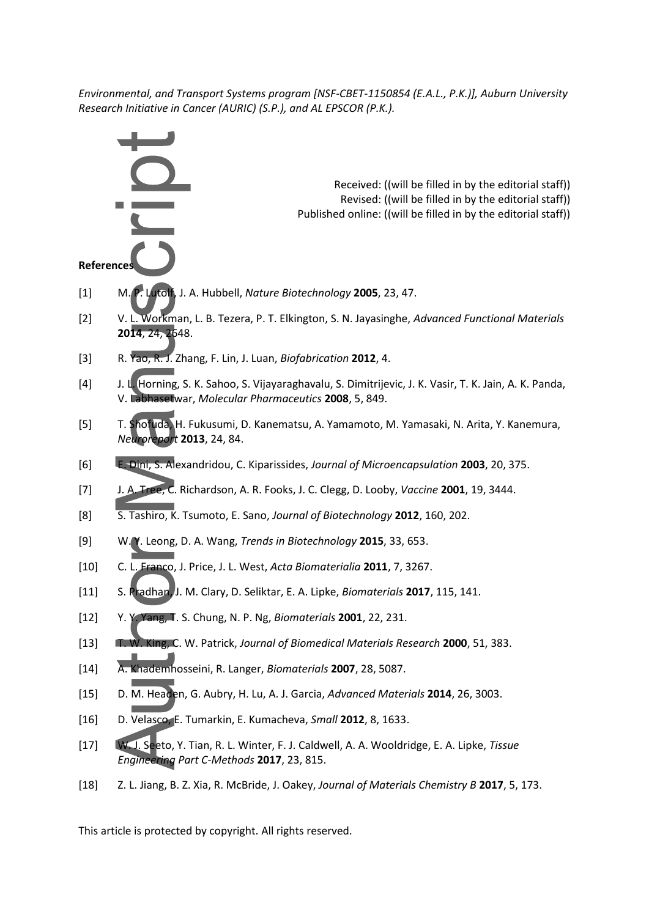*Environmental, and Transport Systems program [NSF-CBET-1150854 (E.A.L., P.K.)], Auburn University Research Initiative in Cancer (AURIC) (S.P.), and AL EPSCOR (P.K.).*

Received: ((will be filled in by the editorial staff))
Revised: ((will be filled in by the editorial staff))
Published online: ((will be filled in by the editorial staff))

**References**

[1] M. P. Lutolf, J. A. Hubbell, *Nature Biotechnology* **2005**, 23, 47.

[2] V. L. Workman, L. B. Tezera, P. T. Elkington, S. N. Jayasinghe, *Advanced Functional Materials* **2014**, 24, 2648.

[3] R. Yao, R. J. Zhang, F. Lin, J. Luan, *Biofabrication* **2012**, 4.

[4] J. L. Horning, S. K. Sahoo, S. Vijayaraghavalu, S. Dimitrijevic, J. K. Vasir, T. K. Jain, A. K. Panda, V. Labhasetwar, *Molecular Pharmaceutics* **2008**, 5, 849.

[5] T. Shofuda, H. Fukusumi, D. Kanematsu, A. Yamamoto, M. Yamasaki, N. Arita, Y. Kanemura, *Neuroreport* **2013**, 24, 84.

[6] E. Dini, S. Alexandridou, C. Kiparissides, *Journal of Microencapsulation* **2003**, 20, 375.

[7] J. A. Tree, C. Richardson, A. R. Fooks, J. C. Clegg, D. Looby, *Vaccine* **2001**, 19, 3444.

[8] S. Tashiro, K. Tsumoto, E. Sano, *Journal of Biotechnology* **2012**, 160, 202.

[9] W. Y. Leong, D. A. Wang, *Trends in Biotechnology* **2015**, 33, 653.

[10] C. L. Franco, J. Price, J. L. West, *Acta Biomaterialia* **2011**, 7, 3267.

[11] S. Pradhan, J. M. Clary, D. Seliktar, E. A. Lipke, *Biomaterials* **2017**, 115, 141.

[12] Y. Y. Yang, T. S. Chung, N. P. Ng, *Biomaterials* **2001**, 22, 231.

[13] T. W. King, C. W. Patrick, *Journal of Biomedical Materials Research* **2000**, 51, 383.

[14] A. Khademhosseini, R. Langer, *Biomaterials* **2007**, 28, 5087.

[15] D. M. Headen, G. Aubry, H. Lu, A. J. Garcia, *Advanced Materials* **2014**, 26, 3003.

[16] D. Velasco, E. Tumarkin, E. Kumacheva, *Small* **2012**, 8, 1633.

[17] W. J. Seeto, Y. Tian, R. L. Winter, F. J. Caldwell, A. A. Wooldridge, E. A. Lipke, *Tissue Engineering Part C-Methods* **2017**, 23, 815.

[18] Z. L. Jiang, B. Z. Xia, R. McBride, J. Oakey, *Journal of Materials Chemistry B* **2017**, 5, 173.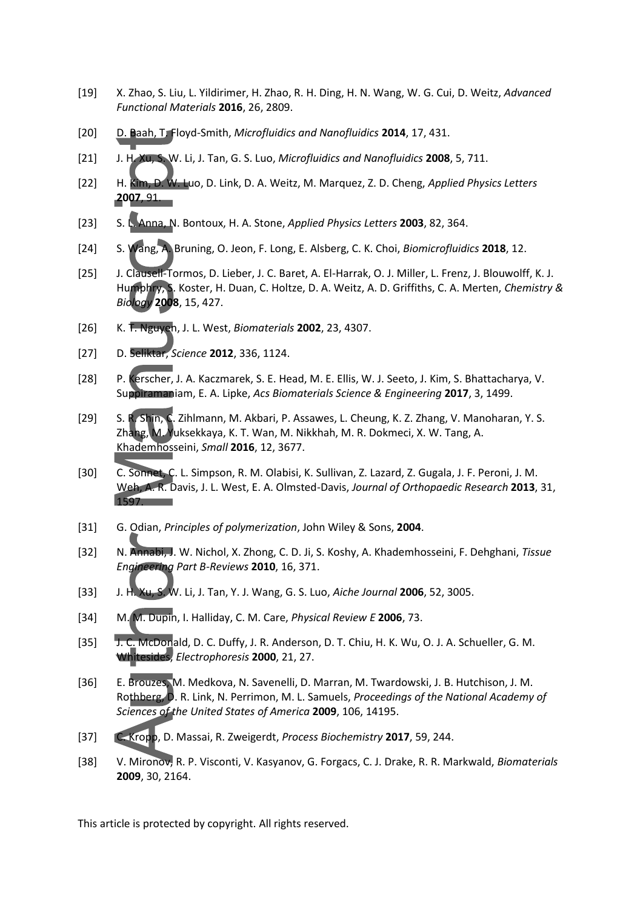[19] X. Zhao, S. Liu, L. Yildirimer, H. Zhao, R. H. Ding, H. N. Wang, W. G. Cui, D. Weitz, *Advanced Functional Materials* **2016**, 26, 2809.

[20] D. Baah, T. Floyd-Smith, *Microfluidics and Nanofluidics* **2014**, 17, 431.

[21] J. H. Xu, S. W. Li, J. Tan, G. S. Luo, *Microfluidics and Nanofluidics* **2008**, 5, 711.

[22] H. Kim, D. W. Luo, D. Link, D. A. Weitz, M. Marquez, Z. D. Cheng, *Applied Physics Letters* **2007**, 91.

[23] S. L. Anna, N. Bontoux, H. A. Stone, *Applied Physics Letters* **2003**, 82, 364.

[24] S. Wang, A. Bruning, O. Jeon, F. Long, E. Alsberg, C. K. Choi, *Biomicrofluidics* **2018**, 12.

[25] J. Clausell-Tormos, D. Lieber, J. C. Baret, A. El-Harrak, O. J. Miller, L. Frenz, J. Blouwolff, K. J. Humphry, S. Koster, H. Duan, C. Holtze, D. A. Weitz, A. D. Griffiths, C. A. Merten, *Chemistry & Biology* **2008**, 15, 427.

[26] K. T. Nguyen, J. L. West, *Biomaterials* **2002**, 23, 4307.

[27] D. Seliktar, *Science* **2012**, 336, 1124.

[28] P. Kerscher, J. A. Kaczmarek, S. E. Head, M. E. Ellis, W. J. Seeto, J. Kim, S. Bhattacharya, V. Suppiramaniam, E. A. Lipke, *Acs Biomaterials Science & Engineering* **2017**, 3, 1499.

[29] S. R. Shin, C. Zihlmann, M. Akbari, P. Assawes, L. Cheung, K. Z. Zhang, V. Manoharan, Y. S. Zhang, M. Yuksekkaya, K. T. Wan, M. Nikkhah, M. R. Dokmeci, X. W. Tang, A. Khademhosseini, *Small* **2016**, 12, 3677.

[30] C. Sonnet, C. L. Simpson, R. M. Olabisi, K. Sullivan, Z. Lazard, Z. Gugala, J. F. Peroni, J. M. Weh, A. R. Davis, J. L. West, E. A. Olmsted-Davis, *Journal of Orthopaedic Research* **2013**, 31, 1597.

[31] G. Odian, *Principles of polymerization*, John Wiley & Sons, **2004**.

[32] N. Annabi, J. W. Nichol, X. Zhong, C. D. Ji, S. Koshy, A. Khademhosseini, F. Dehghani, *Tissue Engineering Part B-Reviews* **2010**, 16, 371.

[33] J. H. Xu, S. W. Li, J. Tan, Y. J. Wang, G. S. Luo, *Aiche Journal* **2006**, 52, 3005.

[34] M. M. Dupin, I. Halliday, C. M. Care, *Physical Review E* **2006**, 73.

[35] J. C. McDonald, D. C. Duffy, J. R. Anderson, D. T. Chiu, H. K. Wu, O. J. A. Schueller, G. M. Whitesides, *Electrophoresis* **2000**, 21, 27.

[36] E. Brouzes, M. Medkova, N. Savenelli, D. Marran, M. Twardowski, J. B. Hutchison, J. M. Rothberg, D. R. Link, N. Perrimon, M. L. Samuels, *Proceedings of the National Academy of Sciences of the United States of America* **2009**, 106, 14195.

[37] C. Kropp, D. Massai, R. Zweigerdt, *Process Biochemistry* **2017**, 59, 244.

[38] V. Mironov, R. P. Visconti, V. Kasyanov, G. Forgacs, C. J. Drake, R. R. Markwald, *Biomaterials* **2009**, 30, 2164.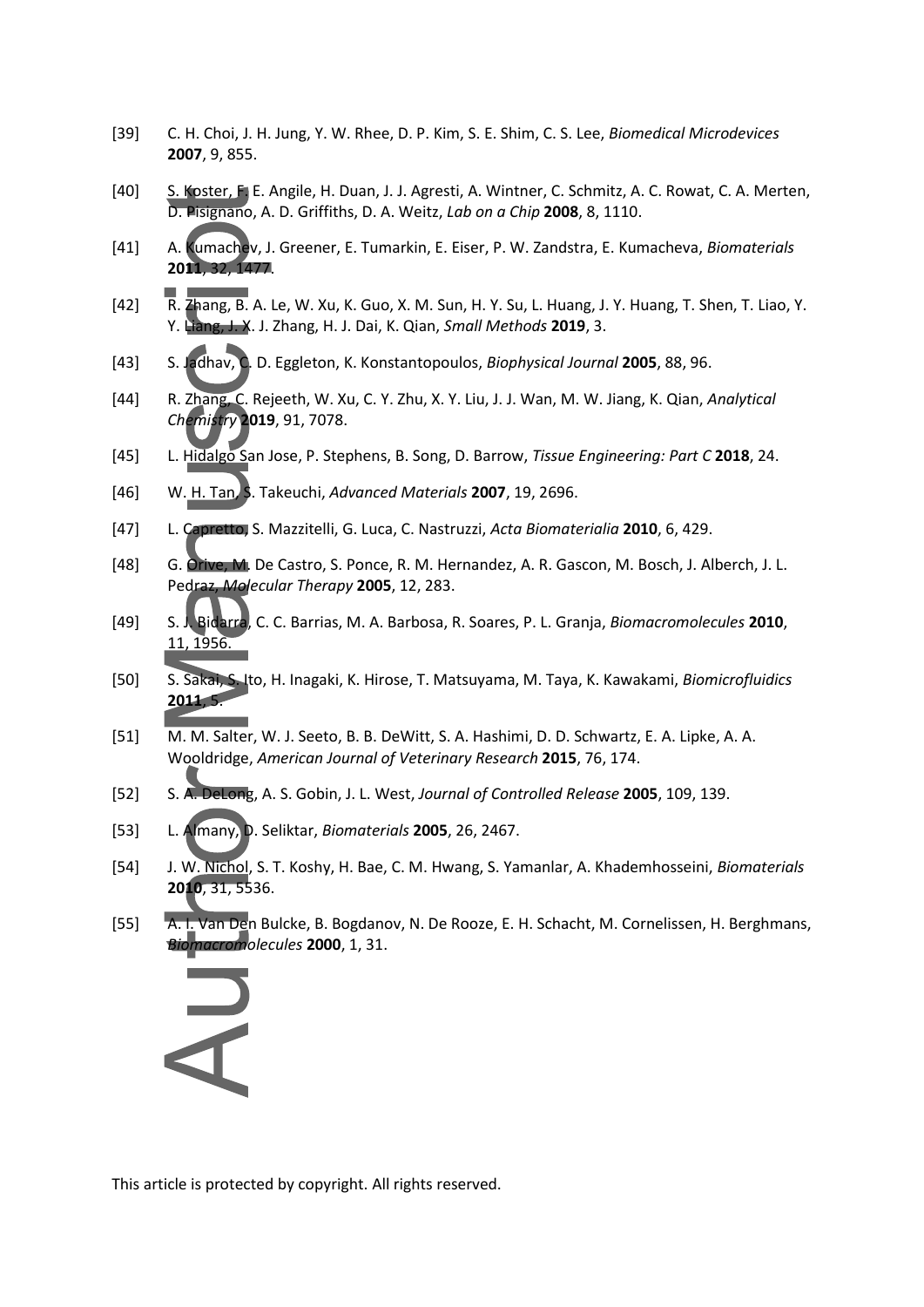[39] C. H. Choi, J. H. Jung, Y. W. Rhee, D. P. Kim, S. E. Shim, C. S. Lee, *Biomedical Microdevices* **2007**, 9, 855.

[40] S. Koster, F. E. Angile, H. Duan, J. J. Agresti, A. Wintner, C. Schmitz, A. C. Rowat, C. A. Merten, D. Pisignano, A. D. Griffiths, D. A. Weitz, *Lab on a Chip* **2008**, 8, 1110.

[41] A. Kumachev, J. Greener, E. Tumarkin, E. Eiser, P. W. Zandstra, E. Kumacheva, *Biomaterials* **2011**, 32, 1477.

[42] R. Zhang, B. A. Le, W. Xu, K. Guo, X. M. Sun, H. Y. Su, L. Huang, J. Y. Huang, T. Shen, T. Liao, Y. Y. Liang, J. X. J. Zhang, H. J. Dai, K. Qian, *Small Methods* **2019**, 3.

[43] S. Jadhav, C. D. Eggleton, K. Konstantopoulos, *Biophysical Journal* **2005**, 88, 96.

[44] R. Zhang, C. Rejeeth, W. Xu, C. Y. Zhu, X. Y. Liu, J. J. Wan, M. W. Jiang, K. Qian, *Analytical Chemistry* **2019**, 91, 7078.

[45] L. Hidalgo San Jose, P. Stephens, B. Song, D. Barrow, *Tissue Engineering: Part C* **2018**, 24.

[46] W. H. Tan, S. Takeuchi, *Advanced Materials* **2007**, 19, 2696.

[47] L. Capretto, S. Mazzitelli, G. Luca, C. Nastruzzi, *Acta Biomaterialia* **2010**, 6, 429.

[48] G. Orive, M. De Castro, S. Ponce, R. M. Hernandez, A. R. Gascon, M. Bosch, J. Alberch, J. L. Pedraz, *Molecular Therapy* **2005**, 12, 283.

[49] S. J. Bidarra, C. C. Barrias, M. A. Barbosa, R. Soares, P. L. Granja, *Biomacromolecules* **2010**, 11, 1956.

[50] S. Sakai, S. Ito, H. Inagaki, K. Hirose, T. Matsuyama, M. Taya, K. Kawakami, *Biomicrofluidics* **2011**, 5.

[51] M. M. Salter, W. J. Seeto, B. B. DeWitt, S. A. Hashimi, D. D. Schwartz, E. A. Lipke, A. A. Wooldridge, *American Journal of Veterinary Research* **2015**, 76, 174.

[52] S. A. DeLong, A. S. Gobin, J. L. West, *Journal of Controlled Release* **2005**, 109, 139.

[53] L. Almany, D. Seliktar, *Biomaterials* **2005**, 26, 2467.

[54] J. W. Nichol, S. T. Koshy, H. Bae, C. M. Hwang, S. Yamanlar, A. Khademhosseini, *Biomaterials* **2010**, 31, 5536.

[55] A. I. Van Den Bulcke, B. Bogdanov, N. De Rooze, E. H. Schacht, M. Cornelissen, H. Berghmans, *Biomacromolecules* **2000**, 1, 31.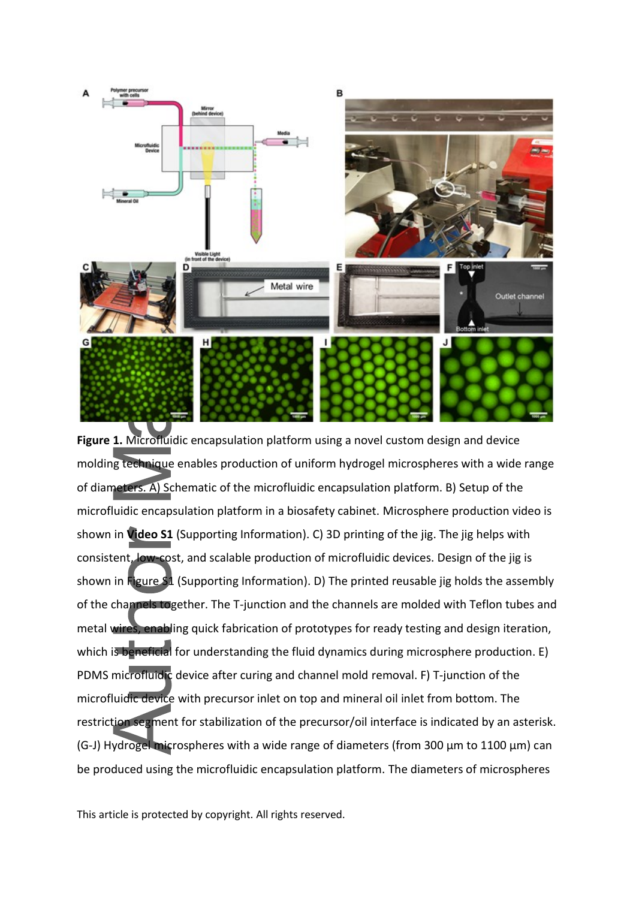**Figure 1.** Microfluidic encapsulation platform using a novel custom design and device molding technique enables production of uniform hydrogel microspheres with a wide range of diameters. A) Schematic of the microfluidic encapsulation platform. B) Setup of the microfluidic encapsulation platform in a biosafety cabinet. Microsphere production video is shown in **Video S1** (Supporting Information). C) 3D printing of the jig. The jig helps with consistent, low-cost, and scalable production of microfluidic devices. Design of the jig is shown in Figure S1 (Supporting Information). D) The printed reusable jig holds the assembly of the channels together. The T-junction and the channels are molded with Teflon tubes and metal wires, enabling quick fabrication of prototypes for ready testing and design iteration, which is beneficial for understanding the fluid dynamics during microsphere production. E) PDMS microfluidic device after curing and channel mold removal. F) T-junction of the microfluidic device with precursor inlet on top and mineral oil inlet from bottom. The restriction segment for stabilization of the precursor/oil interface is indicated by an asterisk. (G-J) Hydrogel microspheres with a wide range of diameters (from 300 µm to 1100 µm) can be produced using the microfluidic encapsulation platform. The diameters of microspheres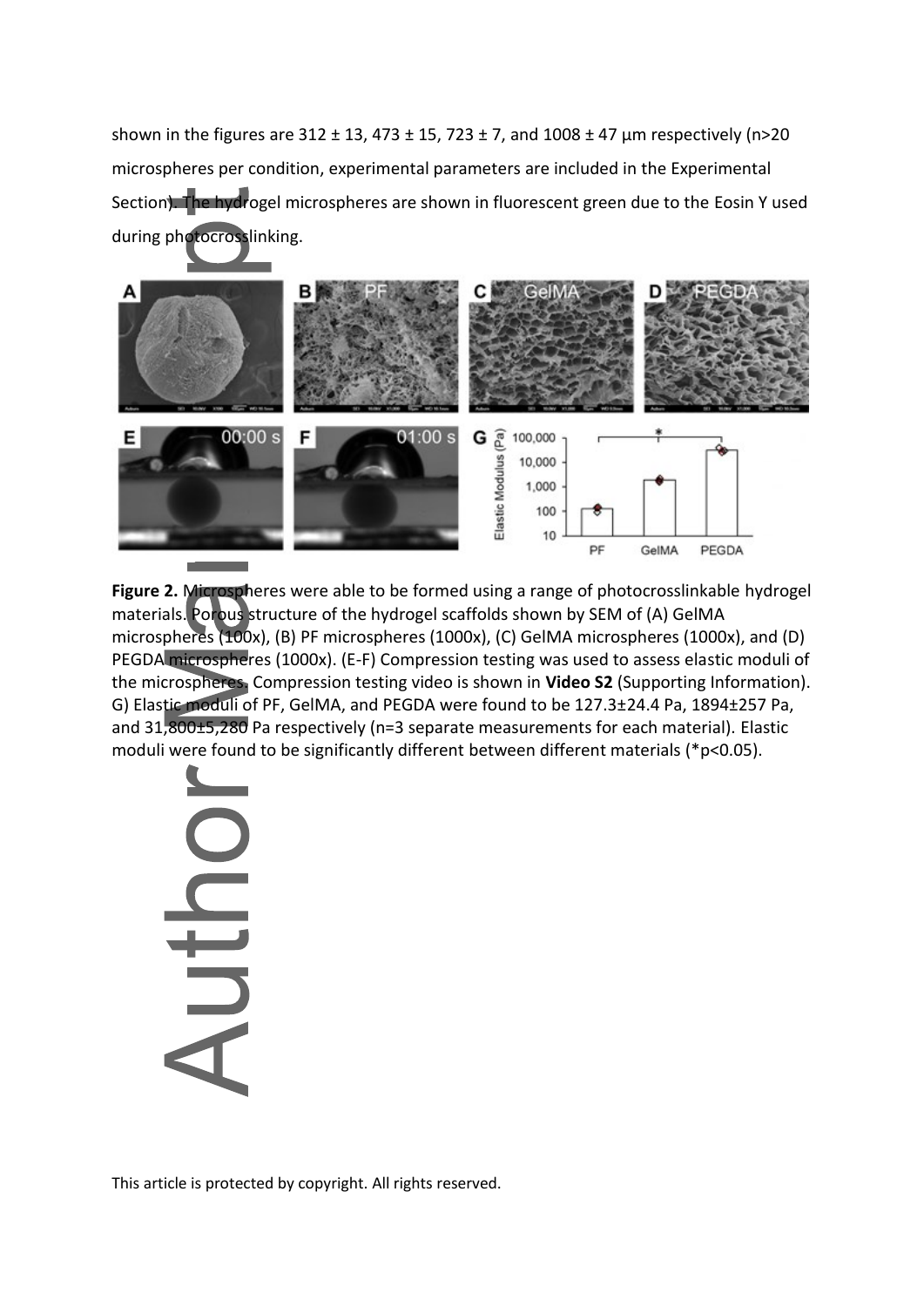shown in the figures are 312 ± 13, 473 ± 15, 723 ± 7, and 1008 ± 47 µm respectively (n>20 microspheres per condition, experimental parameters are included in the Experimental Section). The hydrogel microspheres are shown in fluorescent green due to the Eosin Y used during photocrosslinking.

**Figure 2.** Microspheres were able to be formed using a range of photocrosslinkable hydrogel materials. Porous structure of the hydrogel scaffolds shown by SEM of (A) GelMA microspheres (100x), (B) PF microspheres (1000x), (C) GelMA microspheres (1000x), and (D) PEGDA microspheres (1000x). (E-F) Compression testing was used to assess elastic moduli of the microspheres. Compression testing video is shown in **Video S2** (Supporting Information). G) Elastic moduli of PF, GelMA, and PEGDA were found to be 127.3±24.4 Pa, 1894±257 Pa, and 31,800±5,280 Pa respectively (n=3 separate measurements for each material). Elastic moduli were found to be significantly different between different materials (*p<0.05).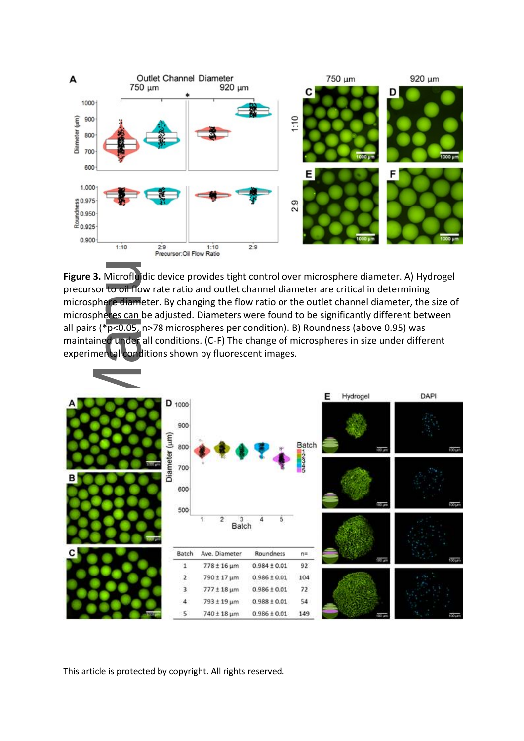**Figure 3.** Microfluidic device provides tight control over microsphere diameter. A) Hydrogel precursor to oil flow rate ratio and outlet channel diameter are critical in determining microsphere diameter. By changing the flow ratio or the outlet channel diameter, the size of microspheres can be adjusted. Diameters were found to be significantly different between all pairs (*$p<0.05$, $n>78$ microspheres per condition). B) Roundness (above 0.95) was maintained under all conditions. (C-F) The change of microspheres in size under different experimental conditions shown by fluorescent images.

| Batch | Ave. Diameter | Roundness | n= |
|---|---|---|---|
| 1 | 778 ± 16 μm | 0.984 ± 0.01 | 92 |
| 2 | 790 ± 17 μm | 0.986 ± 0.01 | 104 |
| 3 | 777 ± 18 μm | 0.986 ± 0.01 | 72 |
| 4 | 793 ± 19 μm | 0.988 ± 0.01 | 54 |
| 5 | 740 ± 18 μm | 0.986 ± 0.01 | 149 |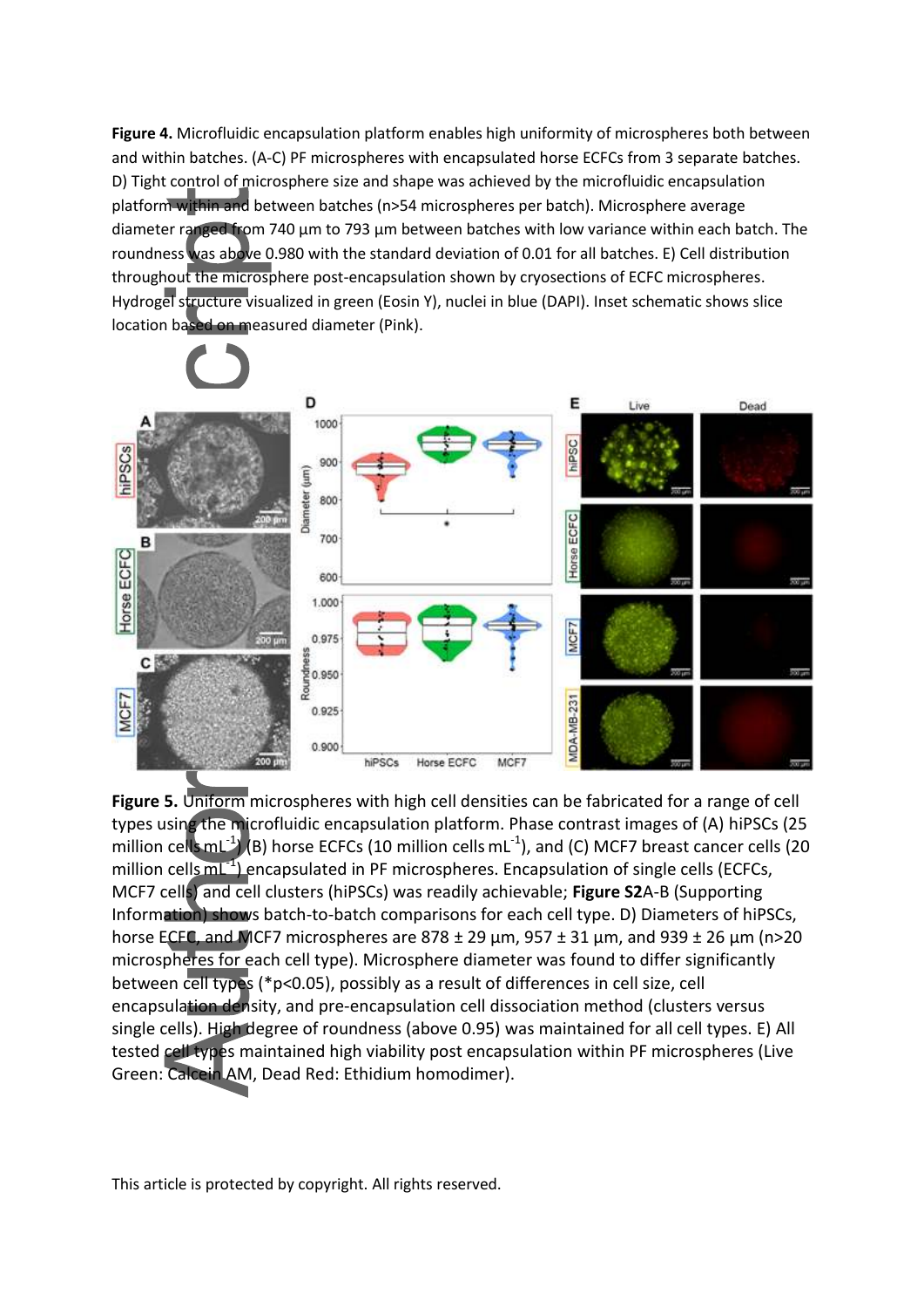**Figure 4.** Microfluidic encapsulation platform enables high uniformity of microspheres both between and within batches. (A-C) PF microspheres with encapsulated horse ECFCs from 3 separate batches. D) Tight control of microsphere size and shape was achieved by the microfluidic encapsulation platform within and between batches (n>54 microspheres per batch). Microsphere average diameter ranged from 740 µm to 793 µm between batches with low variance within each batch. The roundness was above 0.980 with the standard deviation of 0.01 for all batches. E) Cell distribution throughout the microsphere post-encapsulation shown by cryosections of ECFC microspheres. Hydrogel structure visualized in green (Eosin Y), nuclei in blue (DAPI). Inset schematic shows slice location based on measured diameter (Pink).

**Figure 5.** Uniform microspheres with high cell densities can be fabricated for a range of cell types using the microfluidic encapsulation platform. Phase contrast images of (A) hiPSCs (25 million cells $mL^{-1}$) (B) horse ECFCs (10 million cells $mL^{-1}$), and (C) MCF7 breast cancer cells (20 million cells $mL^{-1}$) encapsulated in PF microspheres. Encapsulation of single cells (ECFCs, MCF7 cells) and cell clusters (hiPSCs) was readily achievable; **Figure S2**A-B (Supporting Information) shows batch-to-batch comparisons for each cell type. D) Diameters of hiPSCs, horse ECFC, and MCF7 microspheres are 878 ± 29 µm, 957 ± 31 µm, and 939 ± 26 µm (n>20 microspheres for each cell type). Microsphere diameter was found to differ significantly between cell types (*$p<0.05$), possibly as a result of differences in cell size, cell encapsulation density, and pre-encapsulation cell dissociation method (clusters versus single cells). High degree of roundness (above 0.95) was maintained for all cell types. E) All tested cell types maintained high viability post encapsulation within PF microspheres (Live Green: Calcein AM, Dead Red: Ethidium homodimer).

This article is protected by copyright. All rights reserved.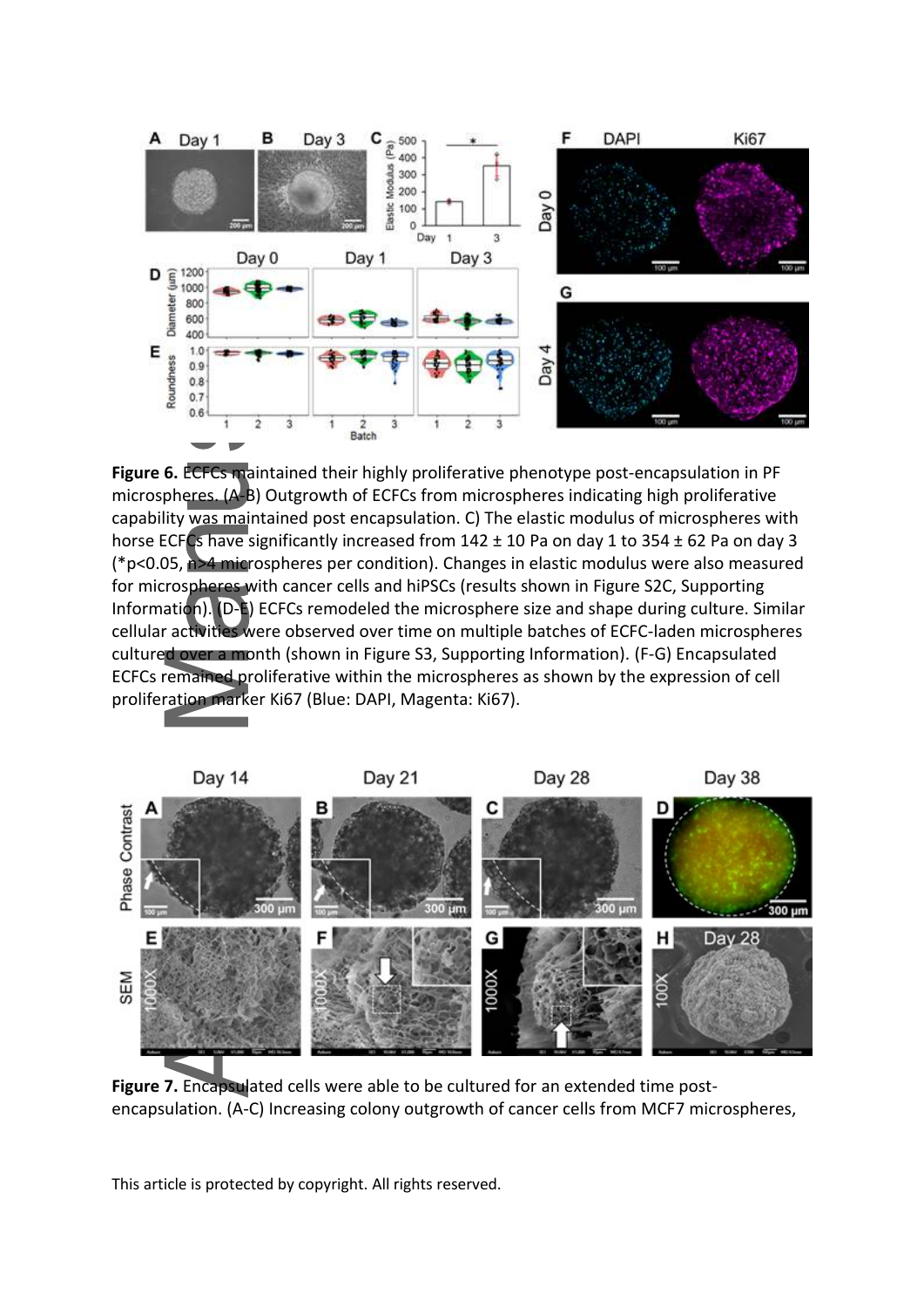**Figure 6.** ECFCs maintained their highly proliferative phenotype post-encapsulation in PF microspheres. (A-B) Outgrowth of ECFCs from microspheres indicating high proliferative capability was maintained post encapsulation. C) The elastic modulus of microspheres with horse ECFCs have significantly increased from 142 ± 10 Pa on day 1 to 354 ± 62 Pa on day 3 (*$p<0.05$, $n>4$ microspheres per condition). Changes in elastic modulus were also measured for microspheres with cancer cells and hiPSCs (results shown in Figure S2C, Supporting Information). (D-E) ECFCs remodeled the microsphere size and shape during culture. Similar cellular activities were observed over time on multiple batches of ECFC-laden microspheres cultured over a month (shown in Figure S3, Supporting Information). (F-G) Encapsulated ECFCs remained proliferative within the microspheres as shown by the expression of cell proliferation marker Ki67 (Blue: DAPI, Magenta: Ki67).

**Figure 7.** Encapsulated cells were able to be cultured for an extended time post-encapsulation. (A-C) Increasing colony outgrowth of cancer cells from MCF7 microspheres,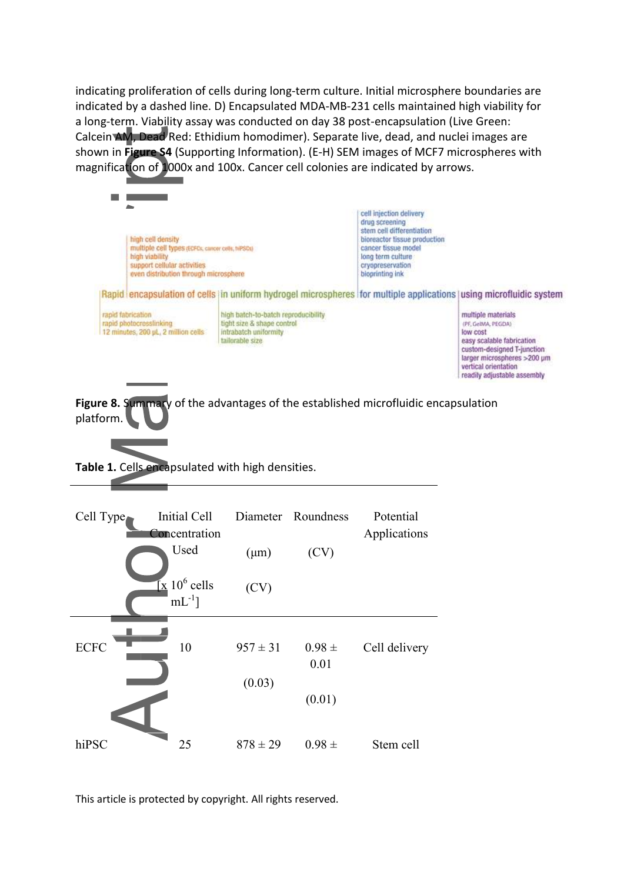indicating proliferation of cells during long-term culture. Initial microsphere boundaries are indicated by a dashed line. D) Encapsulated MDA-MB-231 cells maintained high viability for a long-term. Viability assay was conducted on day 38 post-encapsulation (Live Green: Calcein AM, Dead Red: Ethidium homodimer). Separate live, dead, and nuclei images are shown in **Figure S4** (Supporting Information). (E-H) SEM images of MCF7 microspheres with magnification of 1000x and 100x. Cancer cell colonies are indicated by arrows.

high cell density
multiple cell types (ECFCs, cancer cells, hiPSCs)
high viability
support cellular activities
even distribution through microsphere

cell injection delivery
drug screening
stem cell differentiation
bioreactor tissue production
cancer tissue model
long term culture
cryopreservation
bioprinting ink

Rapid | encapsulation of cells | in uniform hydrogel microspheres | for multiple applications | using microfluidic system

rapid fabrication
rapid photocrosslinking
12 minutes, 200 μL, 2 million cells

high batch-to-batch reproducibility
tight size & shape control
intrabatch uniformity
tailorable size

multiple materials
(PF, GelMA, PEGDA)
low cost
easy scalable fabrication
custom-designed T-junction
larger microspheres >200 μm
vertical orientation
readily adjustable assembly

**Figure 8.** Summary of the advantages of the established microfluidic encapsulation platform.

**Table 1.** Cells encapsulated with high densities.

| Cell Type | Initial Cell Concentration Used [x $10^6$ cells $mL^{-1}$] | Diameter (μm) (CV) | Roundness (CV) | Potential Applications |
|---|---|---|---|---|
| ECFC | 10 | 957 ± 31 (0.03) | 0.98 ± 0.01 (0.01) | Cell delivery |
| hiPSC | 25 | 878 ± 29 | 0.98 ± | Stem cell |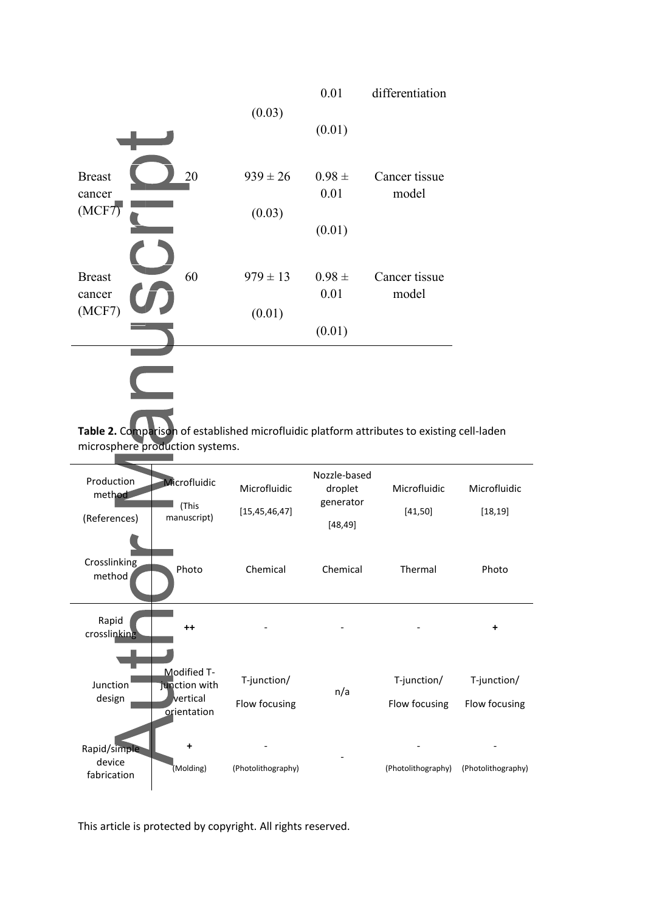| | | | 0.01 | differentiation |
|---|---|---|---|---|
| | | (0.03) | | |
| | | | (0.01) | |
| Breast cancer (MCF7) | 20 | 939 ± 26 | 0.98 ± 0.01 | Cancer tissue model |
| | | (0.03) | | |
| | | | (0.01) | |
| Breast cancer (MCF7) | 60 | 979 ± 13 | 0.98 ± 0.01 | Cancer tissue model |
| | | (0.01) | | |
| | | | (0.01) | |

**Table 2.** Comparison of established microfluidic platform attributes to existing cell-laden microsphere production systems.

| Production method (References) | Microfluidic (This manuscript) | Microfluidic [15,45,46,47] | Nozzle-based droplet generator [48,49] | Microfluidic [41,50] | Microfluidic [18,19] |
|---|---|---|---|---|---|
| Crosslinking method | Photo | Chemical | Chemical | Thermal | Photo |
| Rapid crosslinking | ++ | - | - | - | + |
| Junction design | Modified T-junction with vertical orientation | T-junction/ Flow focusing | n/a | T-junction/ Flow focusing | T-junction/ Flow focusing |
| Rapid/simple device fabrication | + (Molding) | - (Photolithography) | - | - (Photolithography) | - (Photolithography) |

This article is protected by copyright. All rights reserved.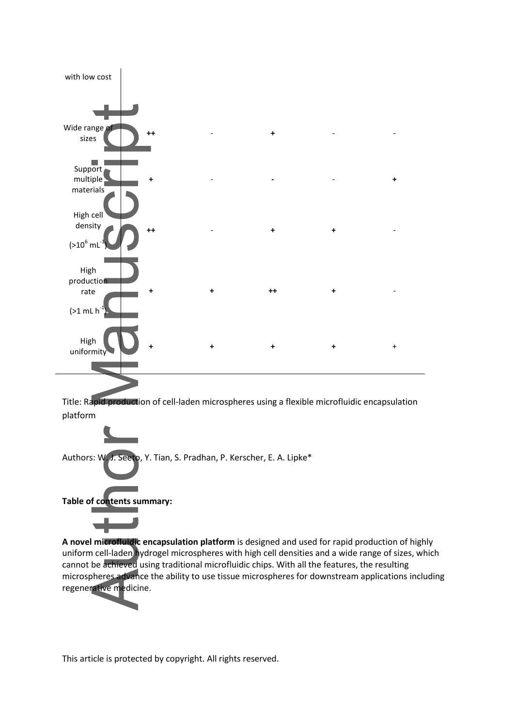| with low cost | | | | | |
|---|---|---|---|---|---|
| Wide range of sizes | ++ | - | + | - | - |
| Support multiple materials | + | - | - | - | + |
| High cell density ($>10^6$ mL$^{-1}$) | ++ | - | + | + | - |
| High production rate ($>1$ mL h$^{-1}$) | + | + | ++ | + | - |
| High uniformity | + | + | + | + | + |

Title: Rapid production of cell-laden microspheres using a flexible microfluidic encapsulation platform

Authors: W. J. Seeto, Y. Tian, S. Pradhan, P. Kerscher, E. A. Lipke*

**Table of contents summary:**

**A novel microfluidic encapsulation platform** is designed and used for rapid production of highly uniform cell-laden hydrogel microspheres with high cell densities and a wide range of sizes, which cannot be achieved using traditional microfluidic chips. With all the features, the resulting microspheres advance the ability to use tissue microspheres for downstream applications including regenerative medicine.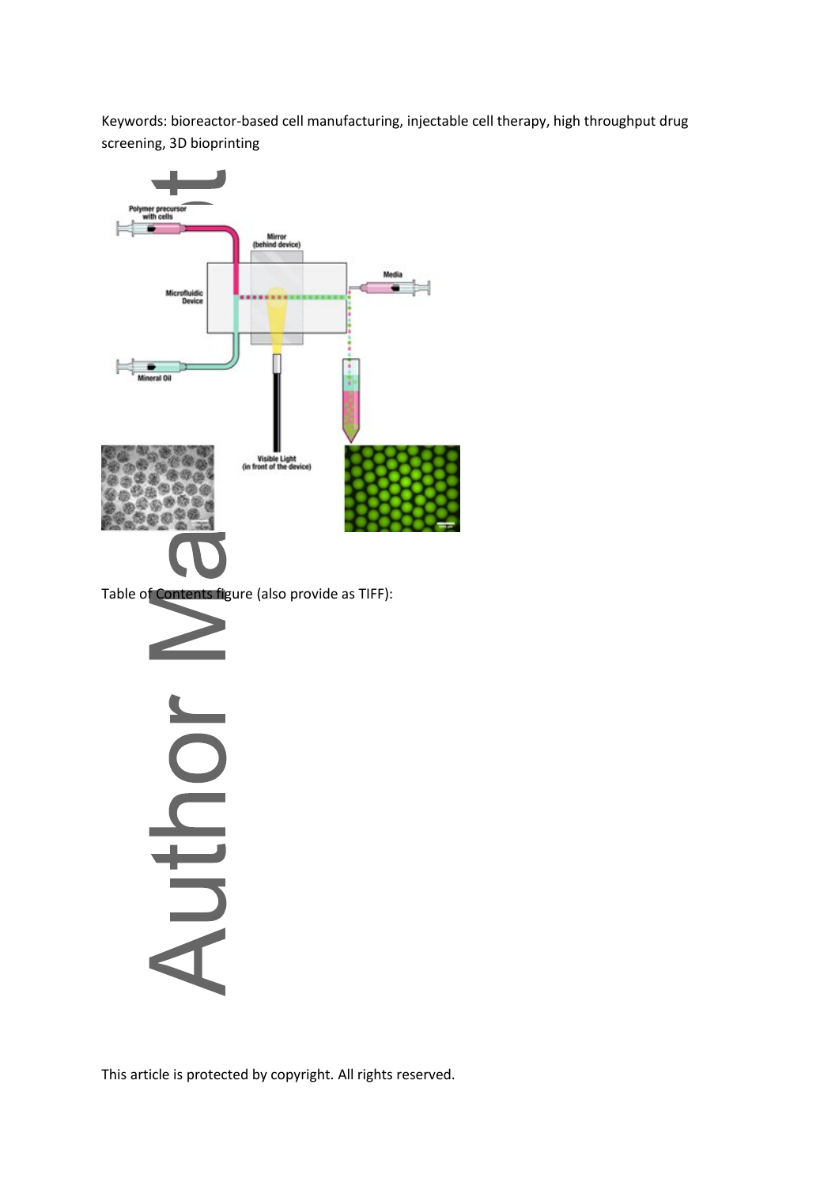Keywords: bioreactor-based cell manufacturing, injectable cell therapy, high throughput drug screening, 3D bioprinting

Table of Contents figure (also provide as TIFF):

This article is protected by copyright. All rights reserved.